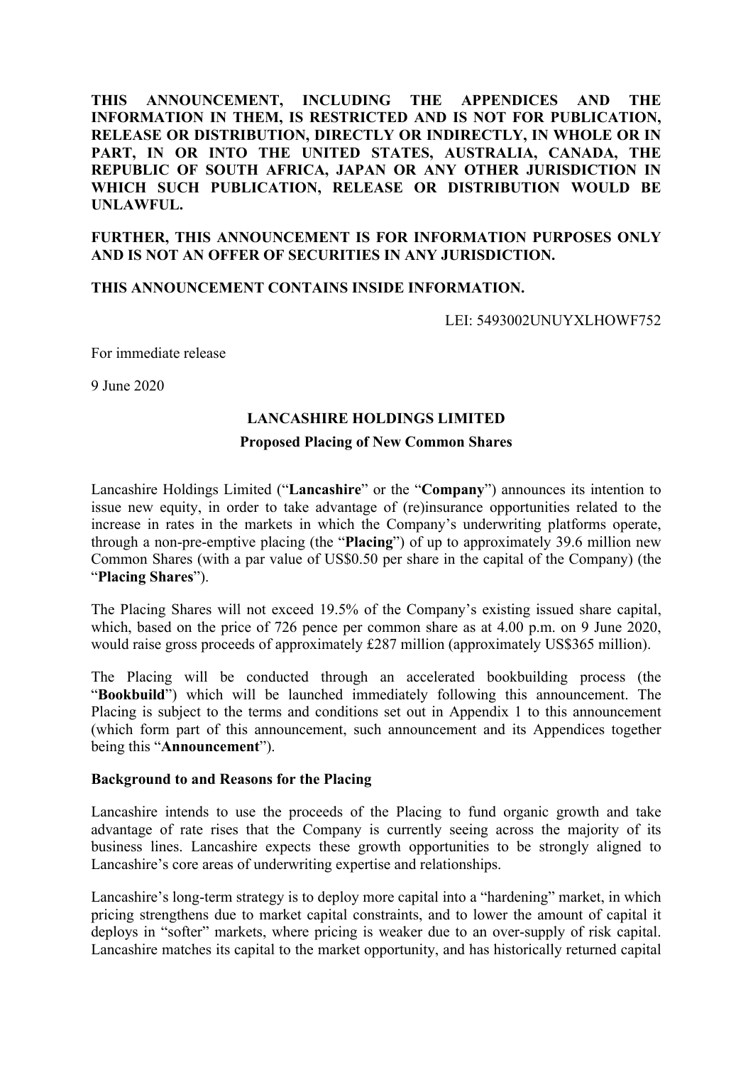**THIS ANNOUNCEMENT, INCLUDING THE APPENDICES AND THE INFORMATION IN THEM, IS RESTRICTED AND IS NOT FOR PUBLICATION, RELEASE OR DISTRIBUTION, DIRECTLY OR INDIRECTLY, IN WHOLE OR IN PART, IN OR INTO THE UNITED STATES, AUSTRALIA, CANADA, THE REPUBLIC OF SOUTH AFRICA, JAPAN OR ANY OTHER JURISDICTION IN WHICH SUCH PUBLICATION, RELEASE OR DISTRIBUTION WOULD BE UNLAWFUL.**

**FURTHER, THIS ANNOUNCEMENT IS FOR INFORMATION PURPOSES ONLY AND IS NOT AN OFFER OF SECURITIES IN ANY JURISDICTION.**

**THIS ANNOUNCEMENT CONTAINS INSIDE INFORMATION.**

LEI: 5493002UNUYXLHOWF752

For immediate release

9 June 2020

**LANCASHIRE HOLDINGS LIMITED**

**Proposed Placing of New Common Shares**

Lancashire Holdings Limited ("**Lancashire**" or the "**Company**") announces its intention to issue new equity, in order to take advantage of (re)insurance opportunities related to the increase in rates in the markets in which the Company's underwriting platforms operate, through a non-pre-emptive placing (the "**Placing**") of up to approximately 39.6 million new Common Shares (with a par value of US$0.50 per share in the capital of the Company) (the "**Placing Shares**").

The Placing Shares will not exceed 19.5% of the Company's existing issued share capital, which, based on the price of 726 pence per common share as at 4.00 p.m. on 9 June 2020, would raise gross proceeds of approximately £287 million (approximately US$365 million).

The Placing will be conducted through an accelerated bookbuilding process (the "**Bookbuild**") which will be launched immediately following this announcement. The Placing is subject to the terms and conditions set out in Appendix 1 to this announcement (which form part of this announcement, such announcement and its Appendices together being this "**Announcement**").

**Background to and Reasons for the Placing**

Lancashire intends to use the proceeds of the Placing to fund organic growth and take advantage of rate rises that the Company is currently seeing across the majority of its business lines. Lancashire expects these growth opportunities to be strongly aligned to Lancashire's core areas of underwriting expertise and relationships.

Lancashire's long-term strategy is to deploy more capital into a "hardening" market, in which pricing strengthens due to market capital constraints, and to lower the amount of capital it deploys in "softer" markets, where pricing is weaker due to an over-supply of risk capital. Lancashire matches its capital to the market opportunity, and has historically returned capital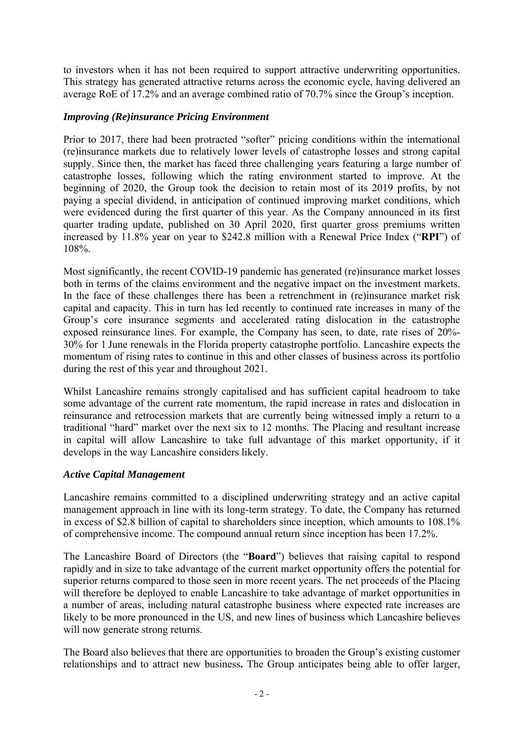to investors when it has not been required to support attractive underwriting opportunities. This strategy has generated attractive returns across the economic cycle, having delivered an average RoE of 17.2% and an average combined ratio of 70.7% since the Group's inception.

### *Improving (Re)insurance Pricing Environment*

Prior to 2017, there had been protracted "softer" pricing conditions within the international (re)insurance markets due to relatively lower levels of catastrophe losses and strong capital supply. Since then, the market has faced three challenging years featuring a large number of catastrophe losses, following which the rating environment started to improve. At the beginning of 2020, the Group took the decision to retain most of its 2019 profits, by not paying a special dividend, in anticipation of continued improving market conditions, which were evidenced during the first quarter of this year. As the Company announced in its first quarter trading update, published on 30 April 2020, first quarter gross premiums written increased by 11.8% year on year to $242.8 million with a Renewal Price Index ("**RPI**") of 108%.

Most significantly, the recent COVID-19 pandemic has generated (re)insurance market losses both in terms of the claims environment and the negative impact on the investment markets. In the face of these challenges there has been a retrenchment in (re)insurance market risk capital and capacity. This in turn has led recently to continued rate increases in many of the Group's core insurance segments and accelerated rating dislocation in the catastrophe exposed reinsurance lines. For example, the Company has seen, to date, rate rises of 20%-30% for 1 June renewals in the Florida property catastrophe portfolio. Lancashire expects the momentum of rising rates to continue in this and other classes of business across its portfolio during the rest of this year and throughout 2021.

Whilst Lancashire remains strongly capitalised and has sufficient capital headroom to take some advantage of the current rate momentum, the rapid increase in rates and dislocation in reinsurance and retrocession markets that are currently being witnessed imply a return to a traditional "hard" market over the next six to 12 months. The Placing and resultant increase in capital will allow Lancashire to take full advantage of this market opportunity, if it develops in the way Lancashire considers likely.

### *Active Capital Management*

Lancashire remains committed to a disciplined underwriting strategy and an active capital management approach in line with its long-term strategy. To date, the Company has returned in excess of $2.8 billion of capital to shareholders since inception, which amounts to 108.1% of comprehensive income. The compound annual return since inception has been 17.2%.

The Lancashire Board of Directors (the "**Board**") believes that raising capital to respond rapidly and in size to take advantage of the current market opportunity offers the potential for superior returns compared to those seen in more recent years. The net proceeds of the Placing will therefore be deployed to enable Lancashire to take advantage of market opportunities in a number of areas, including natural catastrophe business where expected rate increases are likely to be more pronounced in the US, and new lines of business which Lancashire believes will now generate strong returns.

The Board also believes that there are opportunities to broaden the Group's existing customer relationships and to attract new business**.** The Group anticipates being able to offer larger,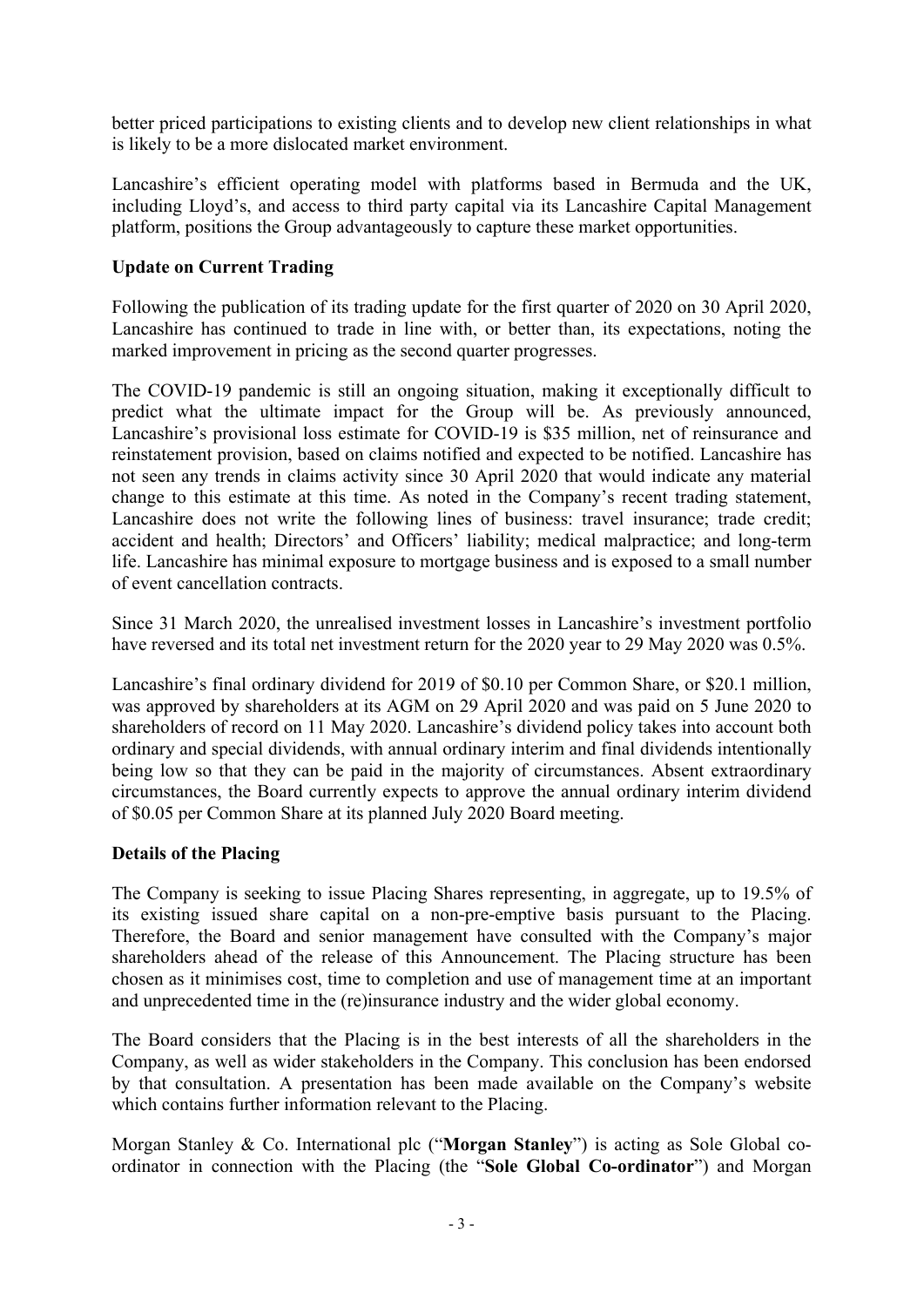better priced participations to existing clients and to develop new client relationships in what is likely to be a more dislocated market environment.

Lancashire's efficient operating model with platforms based in Bermuda and the UK, including Lloyd's, and access to third party capital via its Lancashire Capital Management platform, positions the Group advantageously to capture these market opportunities.

**Update on Current Trading**

Following the publication of its trading update for the first quarter of 2020 on 30 April 2020, Lancashire has continued to trade in line with, or better than, its expectations, noting the marked improvement in pricing as the second quarter progresses.

The COVID-19 pandemic is still an ongoing situation, making it exceptionally difficult to predict what the ultimate impact for the Group will be. As previously announced, Lancashire's provisional loss estimate for COVID-19 is $35 million, net of reinsurance and reinstatement provision, based on claims notified and expected to be notified. Lancashire has not seen any trends in claims activity since 30 April 2020 that would indicate any material change to this estimate at this time. As noted in the Company's recent trading statement, Lancashire does not write the following lines of business: travel insurance; trade credit; accident and health; Directors' and Officers' liability; medical malpractice; and long-term life. Lancashire has minimal exposure to mortgage business and is exposed to a small number of event cancellation contracts.

Since 31 March 2020, the unrealised investment losses in Lancashire's investment portfolio have reversed and its total net investment return for the 2020 year to 29 May 2020 was 0.5%.

Lancashire's final ordinary dividend for 2019 of $0.10 per Common Share, or $20.1 million, was approved by shareholders at its AGM on 29 April 2020 and was paid on 5 June 2020 to shareholders of record on 11 May 2020. Lancashire's dividend policy takes into account both ordinary and special dividends, with annual ordinary interim and final dividends intentionally being low so that they can be paid in the majority of circumstances. Absent extraordinary circumstances, the Board currently expects to approve the annual ordinary interim dividend of $0.05 per Common Share at its planned July 2020 Board meeting.

**Details of the Placing**

The Company is seeking to issue Placing Shares representing, in aggregate, up to 19.5% of its existing issued share capital on a non-pre-emptive basis pursuant to the Placing. Therefore, the Board and senior management have consulted with the Company's major shareholders ahead of the release of this Announcement. The Placing structure has been chosen as it minimises cost, time to completion and use of management time at an important and unprecedented time in the (re)insurance industry and the wider global economy.

The Board considers that the Placing is in the best interests of all the shareholders in the Company, as well as wider stakeholders in the Company. This conclusion has been endorsed by that consultation. A presentation has been made available on the Company's website which contains further information relevant to the Placing.

Morgan Stanley & Co. International plc ("**Morgan Stanley**") is acting as Sole Global co-ordinator in connection with the Placing (the "**Sole Global Co-ordinator**") and Morgan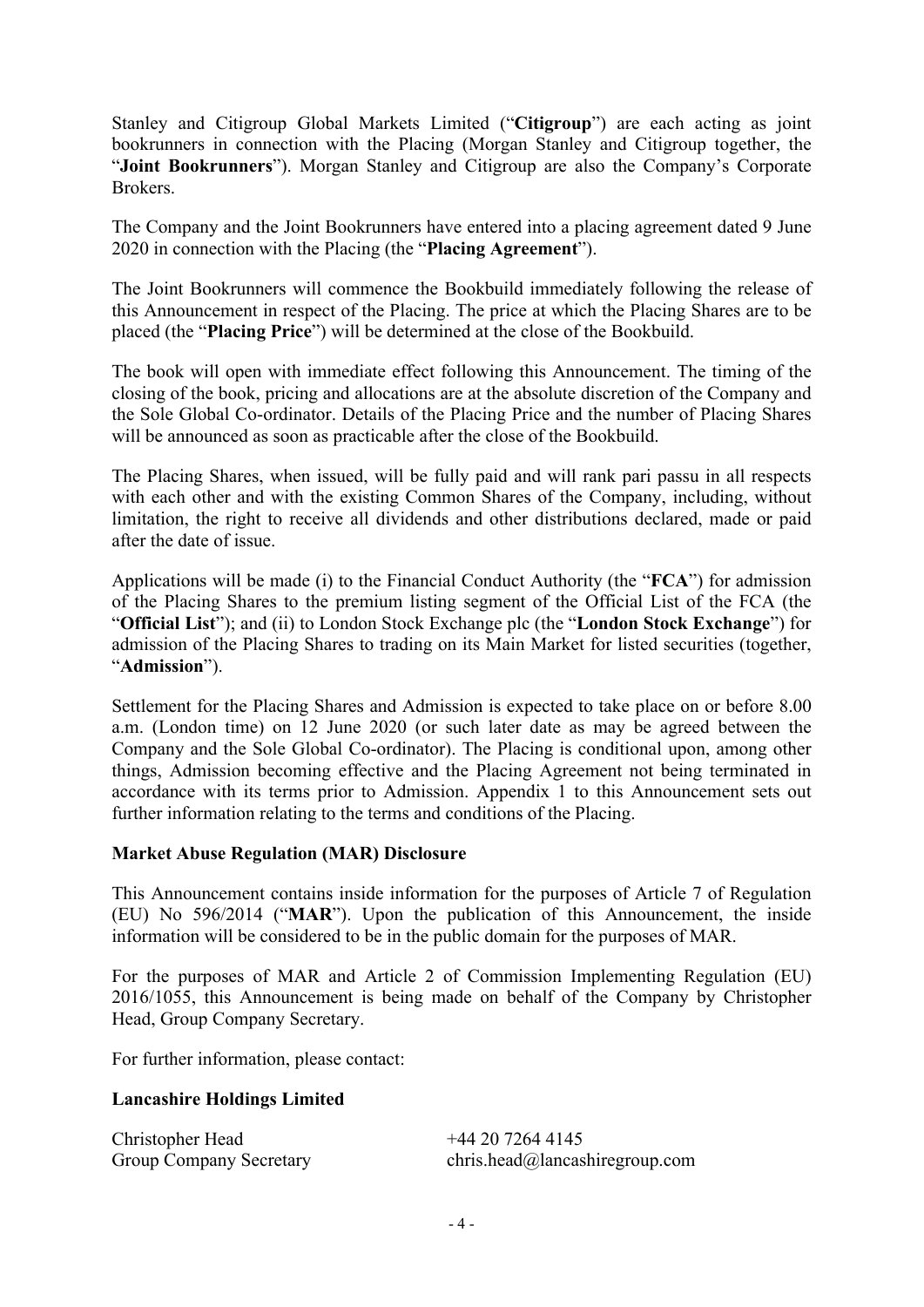Stanley and Citigroup Global Markets Limited ("**Citigroup**") are each acting as joint bookrunners in connection with the Placing (Morgan Stanley and Citigroup together, the "**Joint Bookrunners**"). Morgan Stanley and Citigroup are also the Company's Corporate Brokers.

The Company and the Joint Bookrunners have entered into a placing agreement dated 9 June 2020 in connection with the Placing (the "**Placing Agreement**").

The Joint Bookrunners will commence the Bookbuild immediately following the release of this Announcement in respect of the Placing. The price at which the Placing Shares are to be placed (the "**Placing Price**") will be determined at the close of the Bookbuild.

The book will open with immediate effect following this Announcement. The timing of the closing of the book, pricing and allocations are at the absolute discretion of the Company and the Sole Global Co-ordinator. Details of the Placing Price and the number of Placing Shares will be announced as soon as practicable after the close of the Bookbuild.

The Placing Shares, when issued, will be fully paid and will rank pari passu in all respects with each other and with the existing Common Shares of the Company, including, without limitation, the right to receive all dividends and other distributions declared, made or paid after the date of issue.

Applications will be made (i) to the Financial Conduct Authority (the "**FCA**") for admission of the Placing Shares to the premium listing segment of the Official List of the FCA (the "**Official List**"); and (ii) to London Stock Exchange plc (the "**London Stock Exchange**") for admission of the Placing Shares to trading on its Main Market for listed securities (together, "**Admission**").

Settlement for the Placing Shares and Admission is expected to take place on or before 8.00 a.m. (London time) on 12 June 2020 (or such later date as may be agreed between the Company and the Sole Global Co-ordinator). The Placing is conditional upon, among other things, Admission becoming effective and the Placing Agreement not being terminated in accordance with its terms prior to Admission. Appendix 1 to this Announcement sets out further information relating to the terms and conditions of the Placing.

**Market Abuse Regulation (MAR) Disclosure**

This Announcement contains inside information for the purposes of Article 7 of Regulation (EU) No 596/2014 ("**MAR**"). Upon the publication of this Announcement, the inside information will be considered to be in the public domain for the purposes of MAR.

For the purposes of MAR and Article 2 of Commission Implementing Regulation (EU) 2016/1055, this Announcement is being made on behalf of the Company by Christopher Head, Group Company Secretary.

For further information, please contact:

**Lancashire Holdings Limited**

Christopher Head — +44 20 7264 4145

Group Company Secretary — chris.head@lancashiregroup.com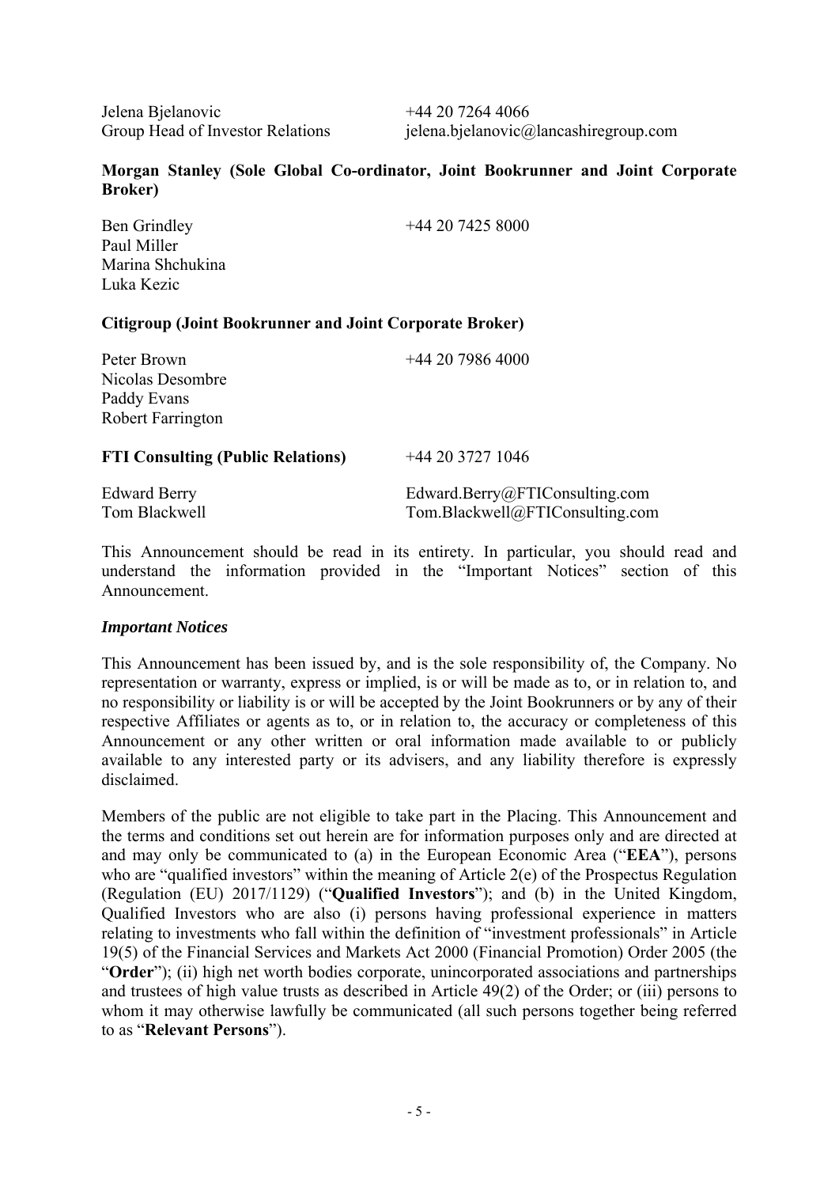Jelena Bjelanovic +44 20 7264 4066
Group Head of Investor Relations jelena.bjelanovic@lancashiregroup.com

**Morgan Stanley (Sole Global Co-ordinator, Joint Bookrunner and Joint Corporate Broker)**

Ben Grindley +44 20 7425 8000
Paul Miller
Marina Shchukina
Luka Kezic

**Citigroup (Joint Bookrunner and Joint Corporate Broker)**

Peter Brown +44 20 7986 4000
Nicolas Desombre
Paddy Evans
Robert Farrington

**FTI Consulting (Public Relations)** +44 20 3727 1046

Edward Berry Edward.Berry@FTIConsulting.com
Tom Blackwell Tom.Blackwell@FTIConsulting.com

This Announcement should be read in its entirety. In particular, you should read and understand the information provided in the "Important Notices" section of this Announcement.

***Important Notices***

This Announcement has been issued by, and is the sole responsibility of, the Company. No representation or warranty, express or implied, is or will be made as to, or in relation to, and no responsibility or liability is or will be accepted by the Joint Bookrunners or by any of their respective Affiliates or agents as to, or in relation to, the accuracy or completeness of this Announcement or any other written or oral information made available to or publicly available to any interested party or its advisers, and any liability therefore is expressly disclaimed.

Members of the public are not eligible to take part in the Placing. This Announcement and the terms and conditions set out herein are for information purposes only and are directed at and may only be communicated to (a) in the European Economic Area ("**EEA**"), persons who are "qualified investors" within the meaning of Article 2(e) of the Prospectus Regulation (Regulation (EU) 2017/1129) ("**Qualified Investors**"); and (b) in the United Kingdom, Qualified Investors who are also (i) persons having professional experience in matters relating to investments who fall within the definition of "investment professionals" in Article 19(5) of the Financial Services and Markets Act 2000 (Financial Promotion) Order 2005 (the "**Order**"); (ii) high net worth bodies corporate, unincorporated associations and partnerships and trustees of high value trusts as described in Article 49(2) of the Order; or (iii) persons to whom it may otherwise lawfully be communicated (all such persons together being referred to as "**Relevant Persons**").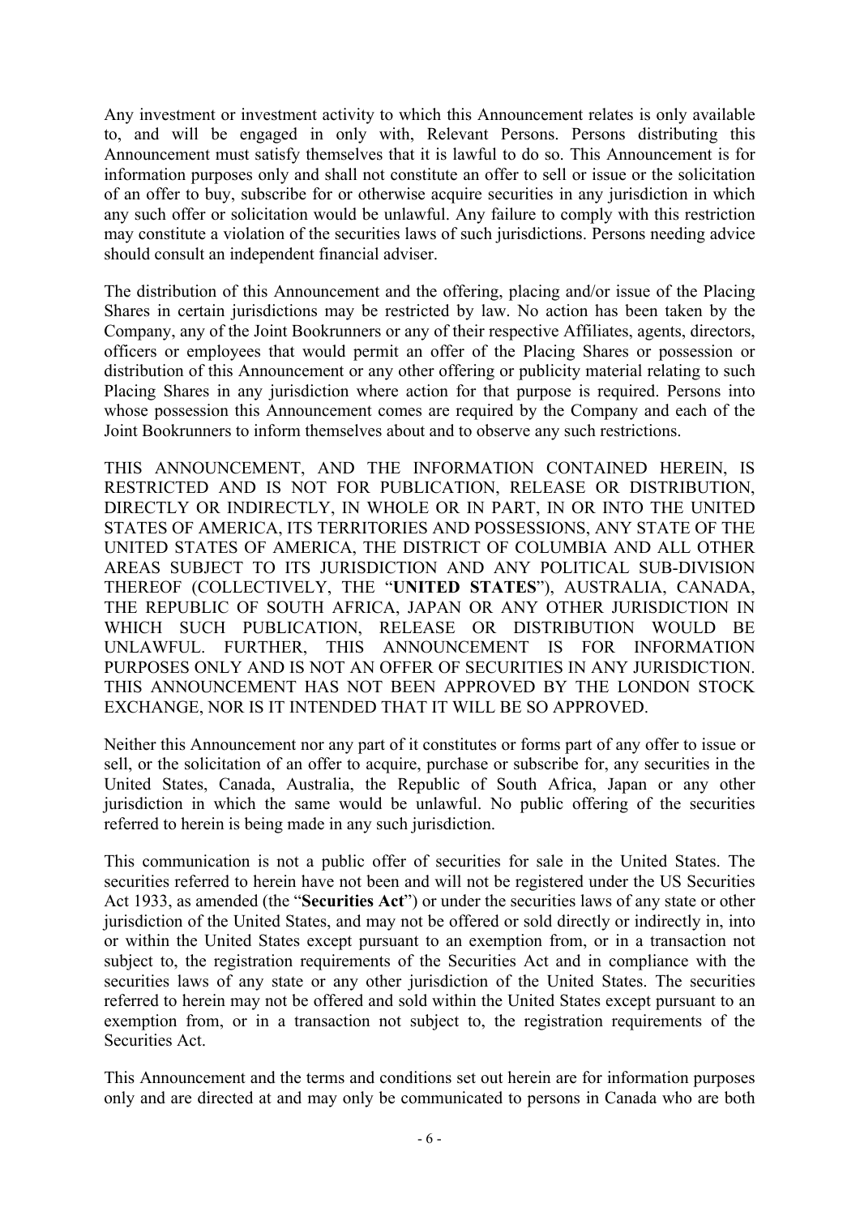Any investment or investment activity to which this Announcement relates is only available to, and will be engaged in only with, Relevant Persons. Persons distributing this Announcement must satisfy themselves that it is lawful to do so. This Announcement is for information purposes only and shall not constitute an offer to sell or issue or the solicitation of an offer to buy, subscribe for or otherwise acquire securities in any jurisdiction in which any such offer or solicitation would be unlawful. Any failure to comply with this restriction may constitute a violation of the securities laws of such jurisdictions. Persons needing advice should consult an independent financial adviser.

The distribution of this Announcement and the offering, placing and/or issue of the Placing Shares in certain jurisdictions may be restricted by law. No action has been taken by the Company, any of the Joint Bookrunners or any of their respective Affiliates, agents, directors, officers or employees that would permit an offer of the Placing Shares or possession or distribution of this Announcement or any other offering or publicity material relating to such Placing Shares in any jurisdiction where action for that purpose is required. Persons into whose possession this Announcement comes are required by the Company and each of the Joint Bookrunners to inform themselves about and to observe any such restrictions.

THIS ANNOUNCEMENT, AND THE INFORMATION CONTAINED HEREIN, IS RESTRICTED AND IS NOT FOR PUBLICATION, RELEASE OR DISTRIBUTION, DIRECTLY OR INDIRECTLY, IN WHOLE OR IN PART, IN OR INTO THE UNITED STATES OF AMERICA, ITS TERRITORIES AND POSSESSIONS, ANY STATE OF THE UNITED STATES OF AMERICA, THE DISTRICT OF COLUMBIA AND ALL OTHER AREAS SUBJECT TO ITS JURISDICTION AND ANY POLITICAL SUB-DIVISION THEREOF (COLLECTIVELY, THE "**UNITED STATES**"), AUSTRALIA, CANADA, THE REPUBLIC OF SOUTH AFRICA, JAPAN OR ANY OTHER JURISDICTION IN WHICH SUCH PUBLICATION, RELEASE OR DISTRIBUTION WOULD BE UNLAWFUL. FURTHER, THIS ANNOUNCEMENT IS FOR INFORMATION PURPOSES ONLY AND IS NOT AN OFFER OF SECURITIES IN ANY JURISDICTION. THIS ANNOUNCEMENT HAS NOT BEEN APPROVED BY THE LONDON STOCK EXCHANGE, NOR IS IT INTENDED THAT IT WILL BE SO APPROVED.

Neither this Announcement nor any part of it constitutes or forms part of any offer to issue or sell, or the solicitation of an offer to acquire, purchase or subscribe for, any securities in the United States, Canada, Australia, the Republic of South Africa, Japan or any other jurisdiction in which the same would be unlawful. No public offering of the securities referred to herein is being made in any such jurisdiction.

This communication is not a public offer of securities for sale in the United States. The securities referred to herein have not been and will not be registered under the US Securities Act 1933, as amended (the "**Securities Act**") or under the securities laws of any state or other jurisdiction of the United States, and may not be offered or sold directly or indirectly in, into or within the United States except pursuant to an exemption from, or in a transaction not subject to, the registration requirements of the Securities Act and in compliance with the securities laws of any state or any other jurisdiction of the United States. The securities referred to herein may not be offered and sold within the United States except pursuant to an exemption from, or in a transaction not subject to, the registration requirements of the Securities Act.

This Announcement and the terms and conditions set out herein are for information purposes only and are directed at and may only be communicated to persons in Canada who are both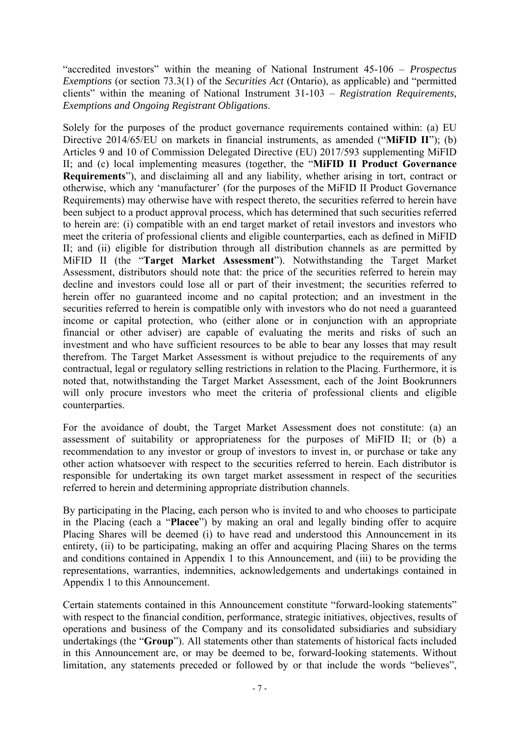"accredited investors" within the meaning of National Instrument 45-106 – *Prospectus Exemptions* (or section 73.3(1) of the *Securities Act* (Ontario), as applicable) and "permitted clients" within the meaning of National Instrument 31-103 – *Registration Requirements, Exemptions and Ongoing Registrant Obligations*.

Solely for the purposes of the product governance requirements contained within: (a) EU Directive 2014/65/EU on markets in financial instruments, as amended ("**MiFID II**"); (b) Articles 9 and 10 of Commission Delegated Directive (EU) 2017/593 supplementing MiFID II; and (c) local implementing measures (together, the "**MiFID II Product Governance Requirements**"), and disclaiming all and any liability, whether arising in tort, contract or otherwise, which any 'manufacturer' (for the purposes of the MiFID II Product Governance Requirements) may otherwise have with respect thereto, the securities referred to herein have been subject to a product approval process, which has determined that such securities referred to herein are: (i) compatible with an end target market of retail investors and investors who meet the criteria of professional clients and eligible counterparties, each as defined in MiFID II; and (ii) eligible for distribution through all distribution channels as are permitted by MiFID II (the "**Target Market Assessment**"). Notwithstanding the Target Market Assessment, distributors should note that: the price of the securities referred to herein may decline and investors could lose all or part of their investment; the securities referred to herein offer no guaranteed income and no capital protection; and an investment in the securities referred to herein is compatible only with investors who do not need a guaranteed income or capital protection, who (either alone or in conjunction with an appropriate financial or other adviser) are capable of evaluating the merits and risks of such an investment and who have sufficient resources to be able to bear any losses that may result therefrom. The Target Market Assessment is without prejudice to the requirements of any contractual, legal or regulatory selling restrictions in relation to the Placing. Furthermore, it is noted that, notwithstanding the Target Market Assessment, each of the Joint Bookrunners will only procure investors who meet the criteria of professional clients and eligible counterparties.

For the avoidance of doubt, the Target Market Assessment does not constitute: (a) an assessment of suitability or appropriateness for the purposes of MiFID II; or (b) a recommendation to any investor or group of investors to invest in, or purchase or take any other action whatsoever with respect to the securities referred to herein. Each distributor is responsible for undertaking its own target market assessment in respect of the securities referred to herein and determining appropriate distribution channels.

By participating in the Placing, each person who is invited to and who chooses to participate in the Placing (each a "**Placee**") by making an oral and legally binding offer to acquire Placing Shares will be deemed (i) to have read and understood this Announcement in its entirety, (ii) to be participating, making an offer and acquiring Placing Shares on the terms and conditions contained in Appendix 1 to this Announcement, and (iii) to be providing the representations, warranties, indemnities, acknowledgements and undertakings contained in Appendix 1 to this Announcement.

Certain statements contained in this Announcement constitute "forward-looking statements" with respect to the financial condition, performance, strategic initiatives, objectives, results of operations and business of the Company and its consolidated subsidiaries and subsidiary undertakings (the "**Group**"). All statements other than statements of historical facts included in this Announcement are, or may be deemed to be, forward-looking statements. Without limitation, any statements preceded or followed by or that include the words "believes",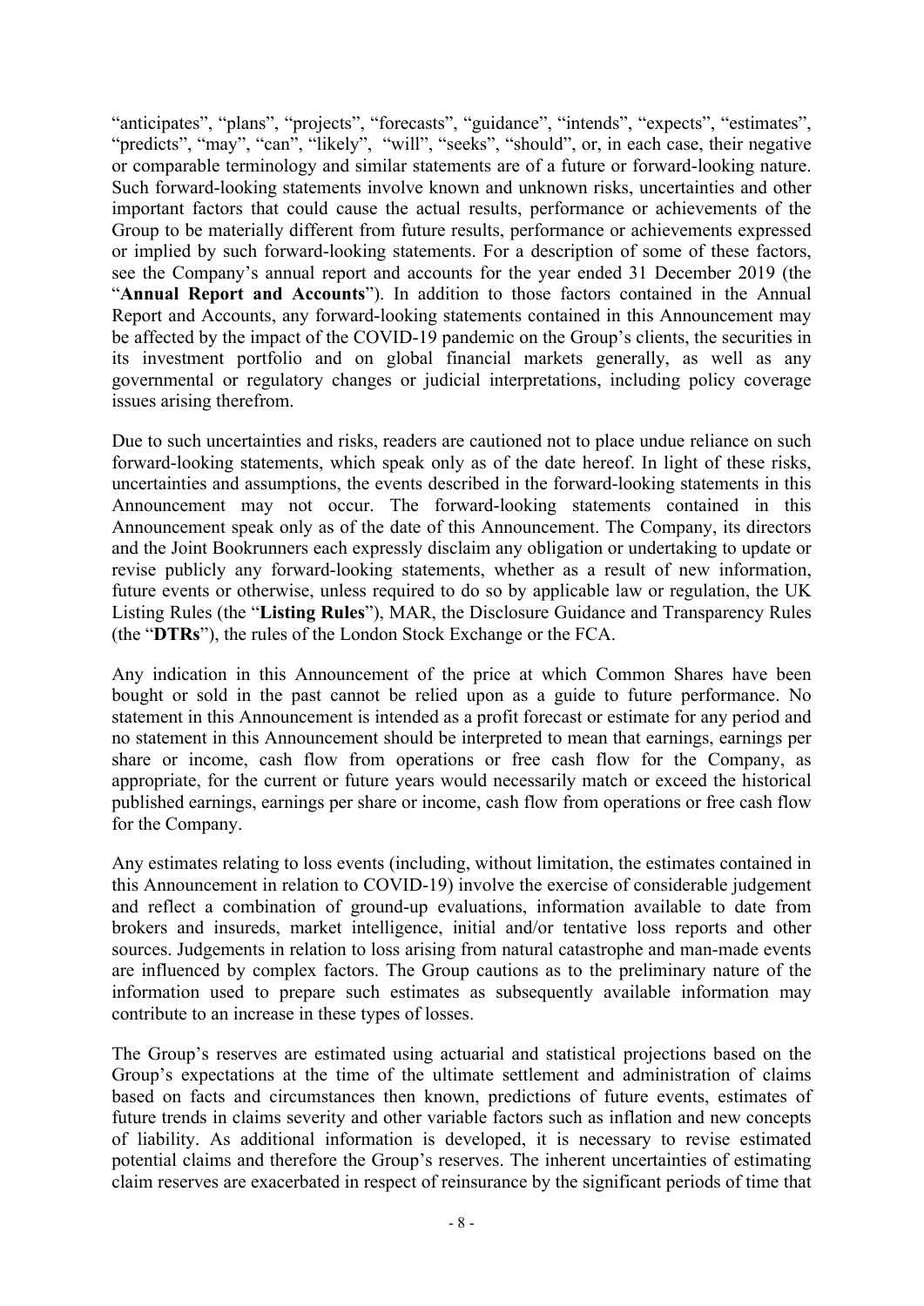"anticipates", "plans", "projects", "forecasts", "guidance", "intends", "expects", "estimates", "predicts", "may", "can", "likely", "will", "seeks", "should", or, in each case, their negative or comparable terminology and similar statements are of a future or forward-looking nature. Such forward-looking statements involve known and unknown risks, uncertainties and other important factors that could cause the actual results, performance or achievements of the Group to be materially different from future results, performance or achievements expressed or implied by such forward-looking statements. For a description of some of these factors, see the Company's annual report and accounts for the year ended 31 December 2019 (the "**Annual Report and Accounts**"). In addition to those factors contained in the Annual Report and Accounts, any forward-looking statements contained in this Announcement may be affected by the impact of the COVID-19 pandemic on the Group's clients, the securities in its investment portfolio and on global financial markets generally, as well as any governmental or regulatory changes or judicial interpretations, including policy coverage issues arising therefrom.

Due to such uncertainties and risks, readers are cautioned not to place undue reliance on such forward-looking statements, which speak only as of the date hereof. In light of these risks, uncertainties and assumptions, the events described in the forward-looking statements in this Announcement may not occur. The forward-looking statements contained in this Announcement speak only as of the date of this Announcement. The Company, its directors and the Joint Bookrunners each expressly disclaim any obligation or undertaking to update or revise publicly any forward-looking statements, whether as a result of new information, future events or otherwise, unless required to do so by applicable law or regulation, the UK Listing Rules (the "**Listing Rules**"), MAR, the Disclosure Guidance and Transparency Rules (the "**DTRs**"), the rules of the London Stock Exchange or the FCA.

Any indication in this Announcement of the price at which Common Shares have been bought or sold in the past cannot be relied upon as a guide to future performance. No statement in this Announcement is intended as a profit forecast or estimate for any period and no statement in this Announcement should be interpreted to mean that earnings, earnings per share or income, cash flow from operations or free cash flow for the Company, as appropriate, for the current or future years would necessarily match or exceed the historical published earnings, earnings per share or income, cash flow from operations or free cash flow for the Company.

Any estimates relating to loss events (including, without limitation, the estimates contained in this Announcement in relation to COVID-19) involve the exercise of considerable judgement and reflect a combination of ground-up evaluations, information available to date from brokers and insureds, market intelligence, initial and/or tentative loss reports and other sources. Judgements in relation to loss arising from natural catastrophe and man-made events are influenced by complex factors. The Group cautions as to the preliminary nature of the information used to prepare such estimates as subsequently available information may contribute to an increase in these types of losses.

The Group's reserves are estimated using actuarial and statistical projections based on the Group's expectations at the time of the ultimate settlement and administration of claims based on facts and circumstances then known, predictions of future events, estimates of future trends in claims severity and other variable factors such as inflation and new concepts of liability. As additional information is developed, it is necessary to revise estimated potential claims and therefore the Group's reserves. The inherent uncertainties of estimating claim reserves are exacerbated in respect of reinsurance by the significant periods of time that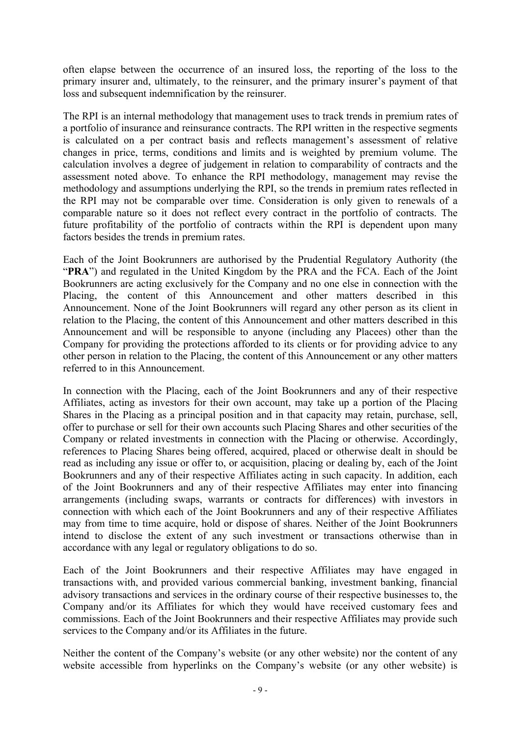often elapse between the occurrence of an insured loss, the reporting of the loss to the primary insurer and, ultimately, to the reinsurer, and the primary insurer's payment of that loss and subsequent indemnification by the reinsurer.

The RPI is an internal methodology that management uses to track trends in premium rates of a portfolio of insurance and reinsurance contracts. The RPI written in the respective segments is calculated on a per contract basis and reflects management's assessment of relative changes in price, terms, conditions and limits and is weighted by premium volume. The calculation involves a degree of judgement in relation to comparability of contracts and the assessment noted above. To enhance the RPI methodology, management may revise the methodology and assumptions underlying the RPI, so the trends in premium rates reflected in the RPI may not be comparable over time. Consideration is only given to renewals of a comparable nature so it does not reflect every contract in the portfolio of contracts. The future profitability of the portfolio of contracts within the RPI is dependent upon many factors besides the trends in premium rates.

Each of the Joint Bookrunners are authorised by the Prudential Regulatory Authority (the "**PRA**") and regulated in the United Kingdom by the PRA and the FCA. Each of the Joint Bookrunners are acting exclusively for the Company and no one else in connection with the Placing, the content of this Announcement and other matters described in this Announcement. None of the Joint Bookrunners will regard any other person as its client in relation to the Placing, the content of this Announcement and other matters described in this Announcement and will be responsible to anyone (including any Placees) other than the Company for providing the protections afforded to its clients or for providing advice to any other person in relation to the Placing, the content of this Announcement or any other matters referred to in this Announcement.

In connection with the Placing, each of the Joint Bookrunners and any of their respective Affiliates, acting as investors for their own account, may take up a portion of the Placing Shares in the Placing as a principal position and in that capacity may retain, purchase, sell, offer to purchase or sell for their own accounts such Placing Shares and other securities of the Company or related investments in connection with the Placing or otherwise. Accordingly, references to Placing Shares being offered, acquired, placed or otherwise dealt in should be read as including any issue or offer to, or acquisition, placing or dealing by, each of the Joint Bookrunners and any of their respective Affiliates acting in such capacity. In addition, each of the Joint Bookrunners and any of their respective Affiliates may enter into financing arrangements (including swaps, warrants or contracts for differences) with investors in connection with which each of the Joint Bookrunners and any of their respective Affiliates may from time to time acquire, hold or dispose of shares. Neither of the Joint Bookrunners intend to disclose the extent of any such investment or transactions otherwise than in accordance with any legal or regulatory obligations to do so.

Each of the Joint Bookrunners and their respective Affiliates may have engaged in transactions with, and provided various commercial banking, investment banking, financial advisory transactions and services in the ordinary course of their respective businesses to, the Company and/or its Affiliates for which they would have received customary fees and commissions. Each of the Joint Bookrunners and their respective Affiliates may provide such services to the Company and/or its Affiliates in the future.

Neither the content of the Company's website (or any other website) nor the content of any website accessible from hyperlinks on the Company's website (or any other website) is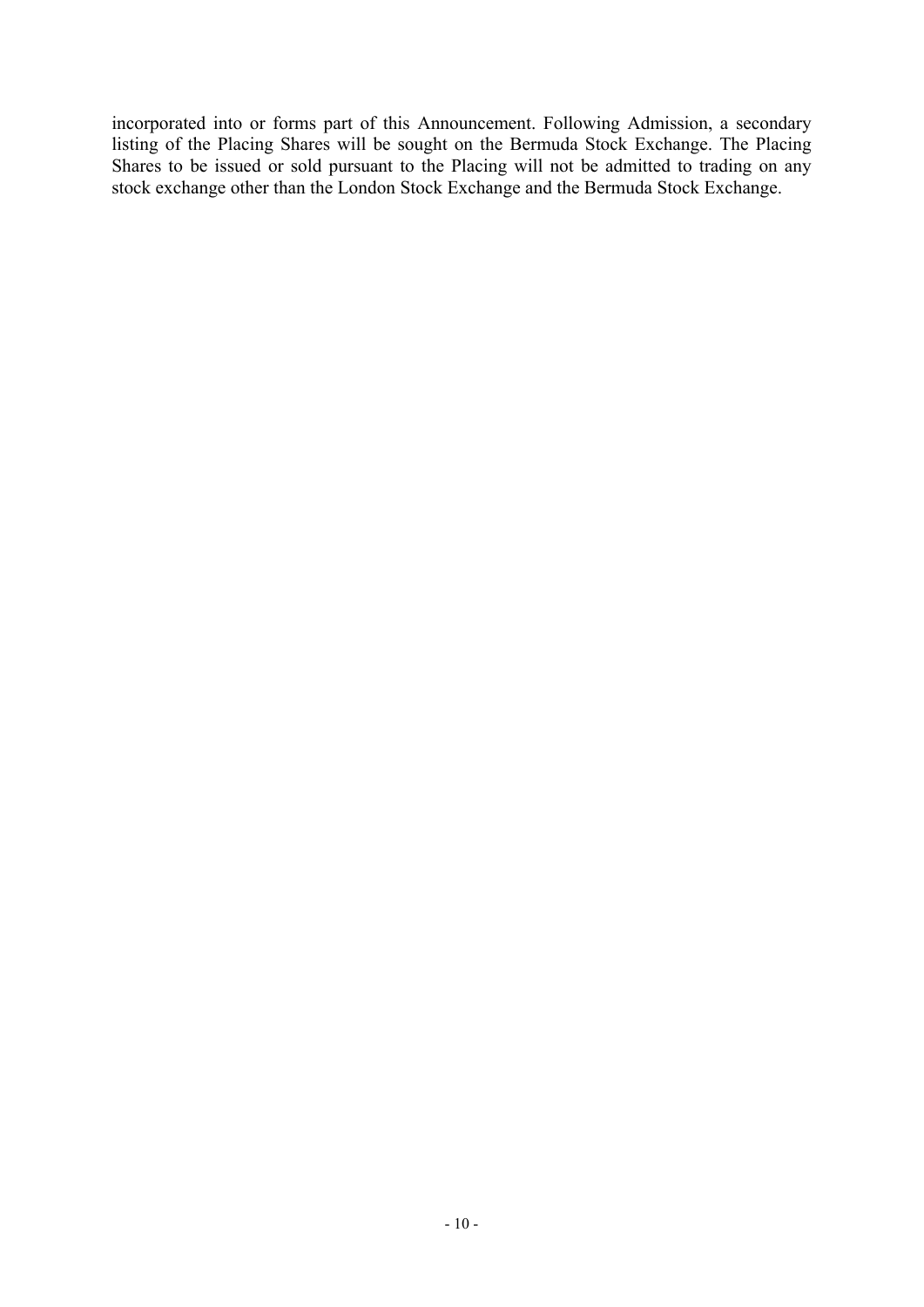incorporated into or forms part of this Announcement. Following Admission, a secondary listing of the Placing Shares will be sought on the Bermuda Stock Exchange. The Placing Shares to be issued or sold pursuant to the Placing will not be admitted to trading on any stock exchange other than the London Stock Exchange and the Bermuda Stock Exchange.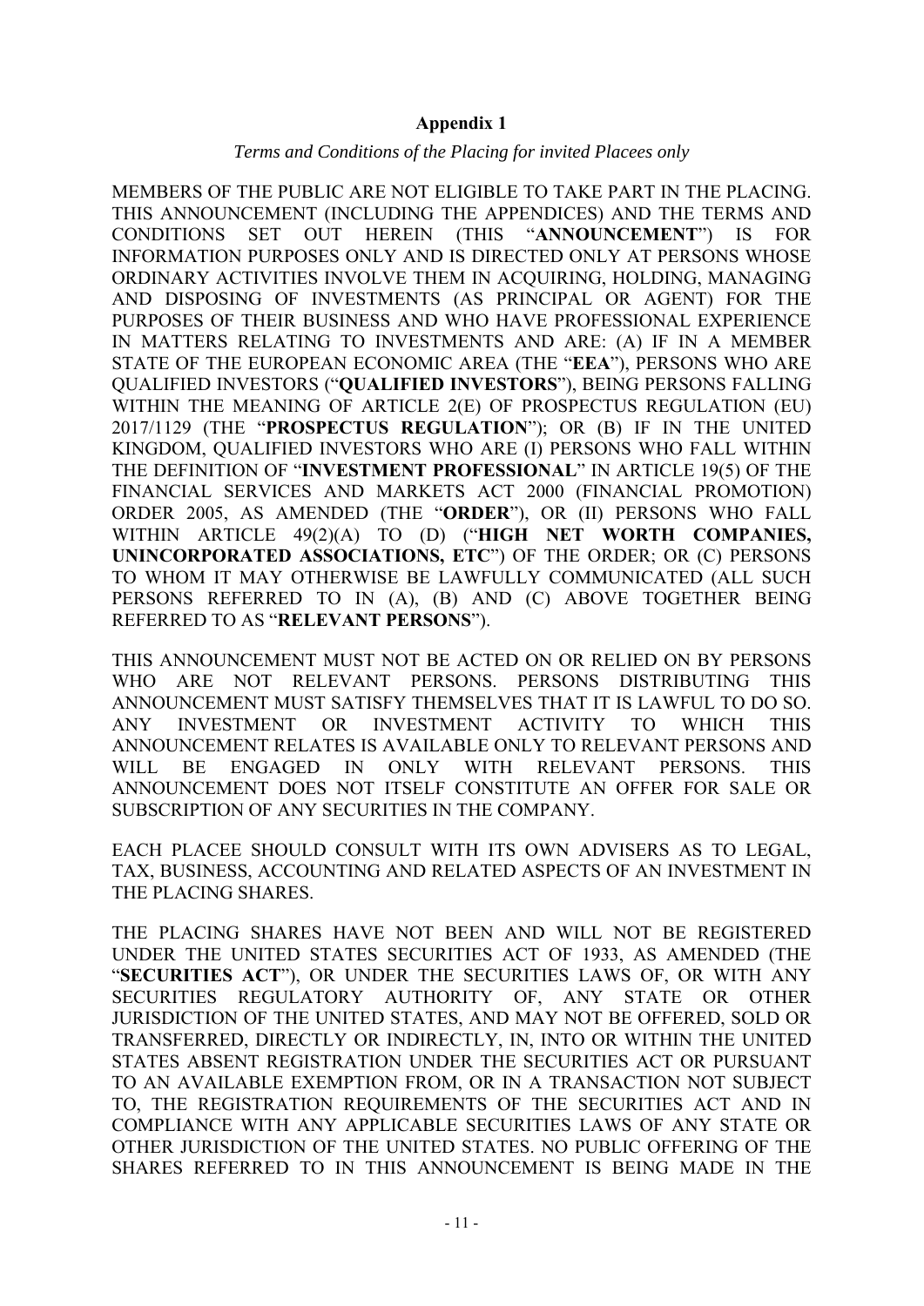**Appendix 1**

*Terms and Conditions of the Placing for invited Placees only*

MEMBERS OF THE PUBLIC ARE NOT ELIGIBLE TO TAKE PART IN THE PLACING. THIS ANNOUNCEMENT (INCLUDING THE APPENDICES) AND THE TERMS AND CONDITIONS SET OUT HEREIN (THIS "**ANNOUNCEMENT**") IS FOR INFORMATION PURPOSES ONLY AND IS DIRECTED ONLY AT PERSONS WHOSE ORDINARY ACTIVITIES INVOLVE THEM IN ACQUIRING, HOLDING, MANAGING AND DISPOSING OF INVESTMENTS (AS PRINCIPAL OR AGENT) FOR THE PURPOSES OF THEIR BUSINESS AND WHO HAVE PROFESSIONAL EXPERIENCE IN MATTERS RELATING TO INVESTMENTS AND ARE: (A) IF IN A MEMBER STATE OF THE EUROPEAN ECONOMIC AREA (THE "**EEA**"), PERSONS WHO ARE QUALIFIED INVESTORS ("**QUALIFIED INVESTORS**"), BEING PERSONS FALLING WITHIN THE MEANING OF ARTICLE 2(E) OF PROSPECTUS REGULATION (EU) 2017/1129 (THE "**PROSPECTUS REGULATION**"); OR (B) IF IN THE UNITED KINGDOM, QUALIFIED INVESTORS WHO ARE (I) PERSONS WHO FALL WITHIN THE DEFINITION OF "**INVESTMENT PROFESSIONAL**" IN ARTICLE 19(5) OF THE FINANCIAL SERVICES AND MARKETS ACT 2000 (FINANCIAL PROMOTION) ORDER 2005, AS AMENDED (THE "**ORDER**"), OR (II) PERSONS WHO FALL WITHIN ARTICLE 49(2)(A) TO (D) ("**HIGH NET WORTH COMPANIES, UNINCORPORATED ASSOCIATIONS, ETC**") OF THE ORDER; OR (C) PERSONS TO WHOM IT MAY OTHERWISE BE LAWFULLY COMMUNICATED (ALL SUCH PERSONS REFERRED TO IN (A), (B) AND (C) ABOVE TOGETHER BEING REFERRED TO AS "**RELEVANT PERSONS**").

THIS ANNOUNCEMENT MUST NOT BE ACTED ON OR RELIED ON BY PERSONS WHO ARE NOT RELEVANT PERSONS. PERSONS DISTRIBUTING THIS ANNOUNCEMENT MUST SATISFY THEMSELVES THAT IT IS LAWFUL TO DO SO. ANY INVESTMENT OR INVESTMENT ACTIVITY TO WHICH THIS ANNOUNCEMENT RELATES IS AVAILABLE ONLY TO RELEVANT PERSONS AND WILL BE ENGAGED IN ONLY WITH RELEVANT PERSONS. THIS ANNOUNCEMENT DOES NOT ITSELF CONSTITUTE AN OFFER FOR SALE OR SUBSCRIPTION OF ANY SECURITIES IN THE COMPANY.

EACH PLACEE SHOULD CONSULT WITH ITS OWN ADVISERS AS TO LEGAL, TAX, BUSINESS, ACCOUNTING AND RELATED ASPECTS OF AN INVESTMENT IN THE PLACING SHARES.

THE PLACING SHARES HAVE NOT BEEN AND WILL NOT BE REGISTERED UNDER THE UNITED STATES SECURITIES ACT OF 1933, AS AMENDED (THE "**SECURITIES ACT**"), OR UNDER THE SECURITIES LAWS OF, OR WITH ANY SECURITIES REGULATORY AUTHORITY OF, ANY STATE OR OTHER JURISDICTION OF THE UNITED STATES, AND MAY NOT BE OFFERED, SOLD OR TRANSFERRED, DIRECTLY OR INDIRECTLY, IN, INTO OR WITHIN THE UNITED STATES ABSENT REGISTRATION UNDER THE SECURITIES ACT OR PURSUANT TO AN AVAILABLE EXEMPTION FROM, OR IN A TRANSACTION NOT SUBJECT TO, THE REGISTRATION REQUIREMENTS OF THE SECURITIES ACT AND IN COMPLIANCE WITH ANY APPLICABLE SECURITIES LAWS OF ANY STATE OR OTHER JURISDICTION OF THE UNITED STATES. NO PUBLIC OFFERING OF THE SHARES REFERRED TO IN THIS ANNOUNCEMENT IS BEING MADE IN THE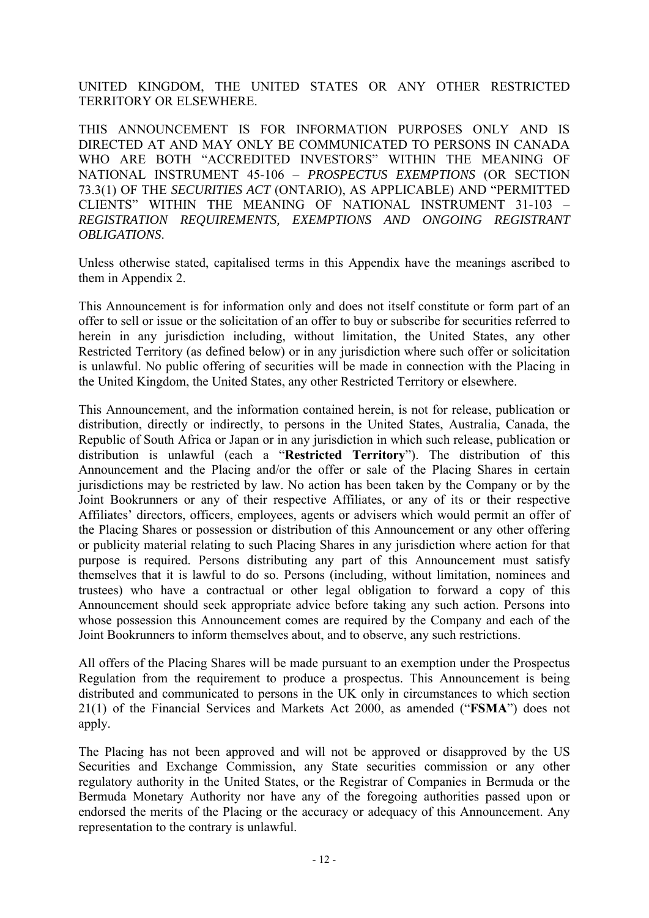UNITED KINGDOM, THE UNITED STATES OR ANY OTHER RESTRICTED TERRITORY OR ELSEWHERE.

THIS ANNOUNCEMENT IS FOR INFORMATION PURPOSES ONLY AND IS DIRECTED AT AND MAY ONLY BE COMMUNICATED TO PERSONS IN CANADA WHO ARE BOTH "ACCREDITED INVESTORS" WITHIN THE MEANING OF NATIONAL INSTRUMENT 45-106 – *PROSPECTUS EXEMPTIONS* (OR SECTION 73.3(1) OF THE *SECURITIES ACT* (ONTARIO), AS APPLICABLE) AND "PERMITTED CLIENTS" WITHIN THE MEANING OF NATIONAL INSTRUMENT 31-103 – *REGISTRATION REQUIREMENTS, EXEMPTIONS AND ONGOING REGISTRANT OBLIGATIONS*.

Unless otherwise stated, capitalised terms in this Appendix have the meanings ascribed to them in Appendix 2.

This Announcement is for information only and does not itself constitute or form part of an offer to sell or issue or the solicitation of an offer to buy or subscribe for securities referred to herein in any jurisdiction including, without limitation, the United States, any other Restricted Territory (as defined below) or in any jurisdiction where such offer or solicitation is unlawful. No public offering of securities will be made in connection with the Placing in the United Kingdom, the United States, any other Restricted Territory or elsewhere.

This Announcement, and the information contained herein, is not for release, publication or distribution, directly or indirectly, to persons in the United States, Australia, Canada, the Republic of South Africa or Japan or in any jurisdiction in which such release, publication or distribution is unlawful (each a "**Restricted Territory**"). The distribution of this Announcement and the Placing and/or the offer or sale of the Placing Shares in certain jurisdictions may be restricted by law. No action has been taken by the Company or by the Joint Bookrunners or any of their respective Affiliates, or any of its or their respective Affiliates' directors, officers, employees, agents or advisers which would permit an offer of the Placing Shares or possession or distribution of this Announcement or any other offering or publicity material relating to such Placing Shares in any jurisdiction where action for that purpose is required. Persons distributing any part of this Announcement must satisfy themselves that it is lawful to do so. Persons (including, without limitation, nominees and trustees) who have a contractual or other legal obligation to forward a copy of this Announcement should seek appropriate advice before taking any such action. Persons into whose possession this Announcement comes are required by the Company and each of the Joint Bookrunners to inform themselves about, and to observe, any such restrictions.

All offers of the Placing Shares will be made pursuant to an exemption under the Prospectus Regulation from the requirement to produce a prospectus. This Announcement is being distributed and communicated to persons in the UK only in circumstances to which section 21(1) of the Financial Services and Markets Act 2000, as amended ("**FSMA**") does not apply.

The Placing has not been approved and will not be approved or disapproved by the US Securities and Exchange Commission, any State securities commission or any other regulatory authority in the United States, or the Registrar of Companies in Bermuda or the Bermuda Monetary Authority nor have any of the foregoing authorities passed upon or endorsed the merits of the Placing or the accuracy or adequacy of this Announcement. Any representation to the contrary is unlawful.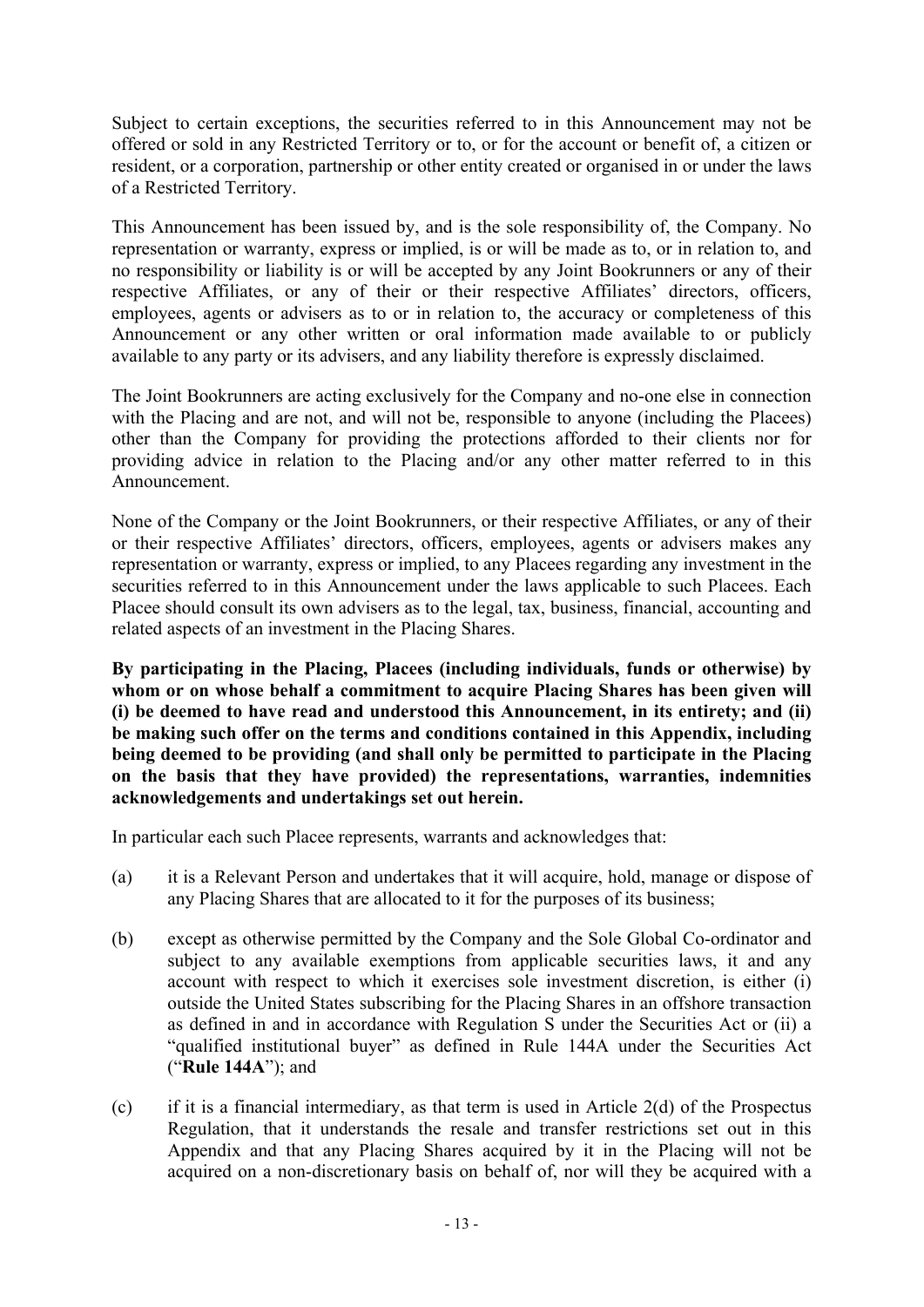Subject to certain exceptions, the securities referred to in this Announcement may not be offered or sold in any Restricted Territory or to, or for the account or benefit of, a citizen or resident, or a corporation, partnership or other entity created or organised in or under the laws of a Restricted Territory.

This Announcement has been issued by, and is the sole responsibility of, the Company. No representation or warranty, express or implied, is or will be made as to, or in relation to, and no responsibility or liability is or will be accepted by any Joint Bookrunners or any of their respective Affiliates, or any of their or their respective Affiliates' directors, officers, employees, agents or advisers as to or in relation to, the accuracy or completeness of this Announcement or any other written or oral information made available to or publicly available to any party or its advisers, and any liability therefore is expressly disclaimed.

The Joint Bookrunners are acting exclusively for the Company and no-one else in connection with the Placing and are not, and will not be, responsible to anyone (including the Placees) other than the Company for providing the protections afforded to their clients nor for providing advice in relation to the Placing and/or any other matter referred to in this Announcement.

None of the Company or the Joint Bookrunners, or their respective Affiliates, or any of their or their respective Affiliates' directors, officers, employees, agents or advisers makes any representation or warranty, express or implied, to any Placees regarding any investment in the securities referred to in this Announcement under the laws applicable to such Placees. Each Placee should consult its own advisers as to the legal, tax, business, financial, accounting and related aspects of an investment in the Placing Shares.

**By participating in the Placing, Placees (including individuals, funds or otherwise) by whom or on whose behalf a commitment to acquire Placing Shares has been given will (i) be deemed to have read and understood this Announcement, in its entirety; and (ii) be making such offer on the terms and conditions contained in this Appendix, including being deemed to be providing (and shall only be permitted to participate in the Placing on the basis that they have provided) the representations, warranties, indemnities acknowledgements and undertakings set out herein.**

In particular each such Placee represents, warrants and acknowledges that:

(a) it is a Relevant Person and undertakes that it will acquire, hold, manage or dispose of any Placing Shares that are allocated to it for the purposes of its business;

(b) except as otherwise permitted by the Company and the Sole Global Co-ordinator and subject to any available exemptions from applicable securities laws, it and any account with respect to which it exercises sole investment discretion, is either (i) outside the United States subscribing for the Placing Shares in an offshore transaction as defined in and in accordance with Regulation S under the Securities Act or (ii) a "qualified institutional buyer" as defined in Rule 144A under the Securities Act ("**Rule 144A**"); and

(c) if it is a financial intermediary, as that term is used in Article 2(d) of the Prospectus Regulation, that it understands the resale and transfer restrictions set out in this Appendix and that any Placing Shares acquired by it in the Placing will not be acquired on a non-discretionary basis on behalf of, nor will they be acquired with a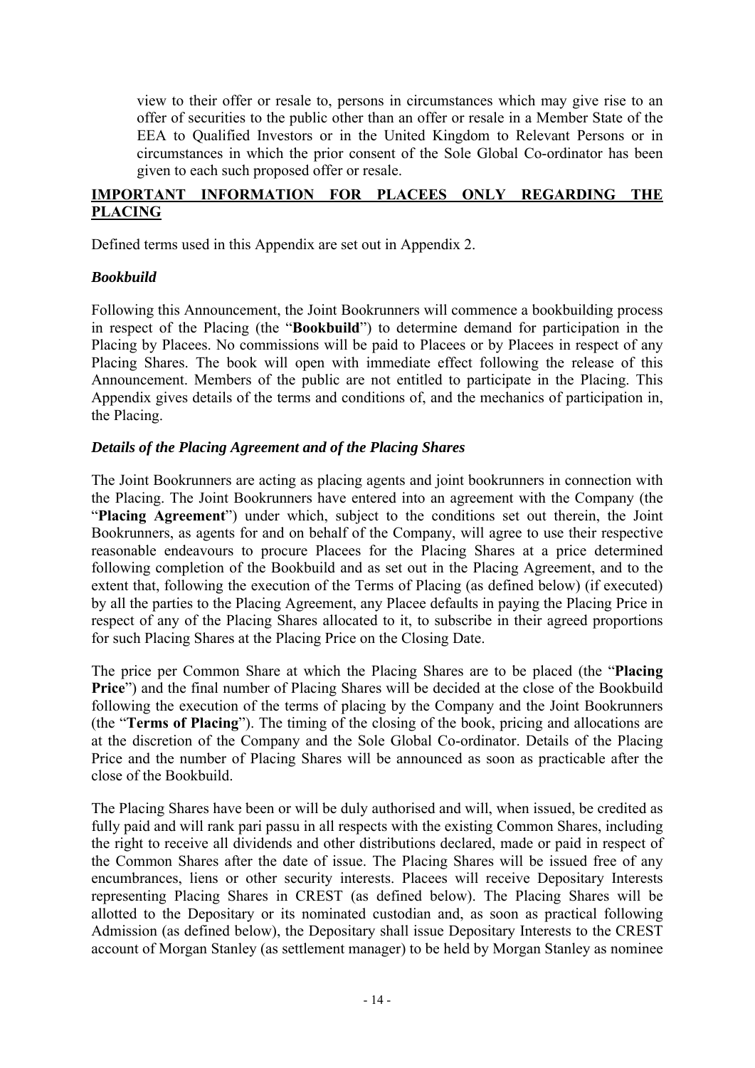view to their offer or resale to, persons in circumstances which may give rise to an offer of securities to the public other than an offer or resale in a Member State of the EEA to Qualified Investors or in the United Kingdom to Relevant Persons or in circumstances in which the prior consent of the Sole Global Co-ordinator has been given to each such proposed offer or resale.

## IMPORTANT INFORMATION FOR PLACEES ONLY REGARDING THE PLACING

Defined terms used in this Appendix are set out in Appendix 2.

### *Bookbuild*

Following this Announcement, the Joint Bookrunners will commence a bookbuilding process in respect of the Placing (the "**Bookbuild**") to determine demand for participation in the Placing by Placees. No commissions will be paid to Placees or by Placees in respect of any Placing Shares. The book will open with immediate effect following the release of this Announcement. Members of the public are not entitled to participate in the Placing. This Appendix gives details of the terms and conditions of, and the mechanics of participation in, the Placing.

### *Details of the Placing Agreement and of the Placing Shares*

The Joint Bookrunners are acting as placing agents and joint bookrunners in connection with the Placing. The Joint Bookrunners have entered into an agreement with the Company (the "**Placing Agreement**") under which, subject to the conditions set out therein, the Joint Bookrunners, as agents for and on behalf of the Company, will agree to use their respective reasonable endeavours to procure Placees for the Placing Shares at a price determined following completion of the Bookbuild and as set out in the Placing Agreement, and to the extent that, following the execution of the Terms of Placing (as defined below) (if executed) by all the parties to the Placing Agreement, any Placee defaults in paying the Placing Price in respect of any of the Placing Shares allocated to it, to subscribe in their agreed proportions for such Placing Shares at the Placing Price on the Closing Date.

The price per Common Share at which the Placing Shares are to be placed (the "**Placing Price**") and the final number of Placing Shares will be decided at the close of the Bookbuild following the execution of the terms of placing by the Company and the Joint Bookrunners (the "**Terms of Placing**"). The timing of the closing of the book, pricing and allocations are at the discretion of the Company and the Sole Global Co-ordinator. Details of the Placing Price and the number of Placing Shares will be announced as soon as practicable after the close of the Bookbuild.

The Placing Shares have been or will be duly authorised and will, when issued, be credited as fully paid and will rank pari passu in all respects with the existing Common Shares, including the right to receive all dividends and other distributions declared, made or paid in respect of the Common Shares after the date of issue. The Placing Shares will be issued free of any encumbrances, liens or other security interests. Placees will receive Depositary Interests representing Placing Shares in CREST (as defined below). The Placing Shares will be allotted to the Depositary or its nominated custodian and, as soon as practical following Admission (as defined below), the Depositary shall issue Depositary Interests to the CREST account of Morgan Stanley (as settlement manager) to be held by Morgan Stanley as nominee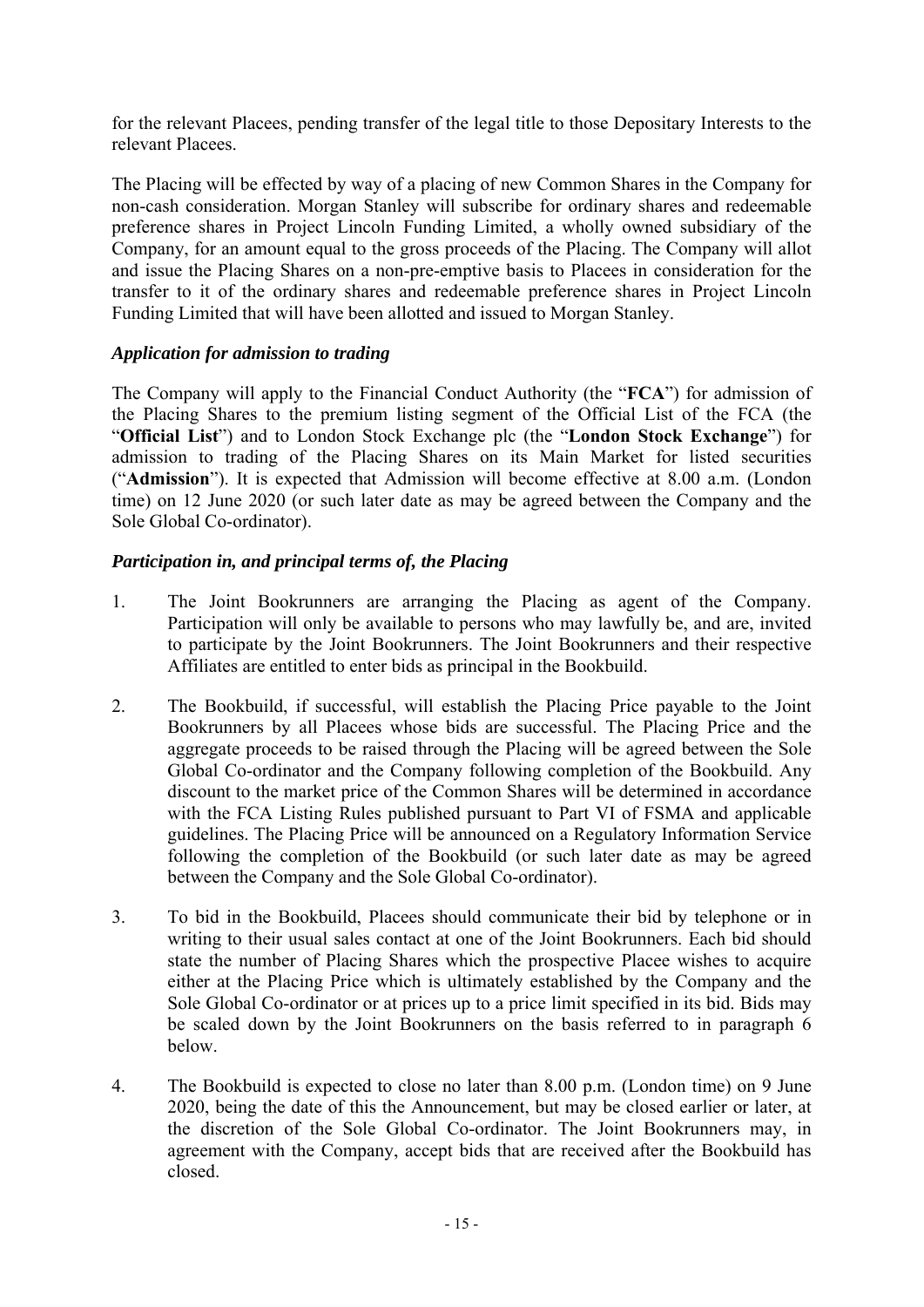for the relevant Placees, pending transfer of the legal title to those Depositary Interests to the relevant Placees.

The Placing will be effected by way of a placing of new Common Shares in the Company for non-cash consideration. Morgan Stanley will subscribe for ordinary shares and redeemable preference shares in Project Lincoln Funding Limited, a wholly owned subsidiary of the Company, for an amount equal to the gross proceeds of the Placing. The Company will allot and issue the Placing Shares on a non-pre-emptive basis to Placees in consideration for the transfer to it of the ordinary shares and redeemable preference shares in Project Lincoln Funding Limited that will have been allotted and issued to Morgan Stanley.

### *Application for admission to trading*

The Company will apply to the Financial Conduct Authority (the "**FCA**") for admission of the Placing Shares to the premium listing segment of the Official List of the FCA (the "**Official List**") and to London Stock Exchange plc (the "**London Stock Exchange**") for admission to trading of the Placing Shares on its Main Market for listed securities ("**Admission**"). It is expected that Admission will become effective at 8.00 a.m. (London time) on 12 June 2020 (or such later date as may be agreed between the Company and the Sole Global Co-ordinator).

### *Participation in, and principal terms of, the Placing*

1. The Joint Bookrunners are arranging the Placing as agent of the Company. Participation will only be available to persons who may lawfully be, and are, invited to participate by the Joint Bookrunners. The Joint Bookrunners and their respective Affiliates are entitled to enter bids as principal in the Bookbuild.

2. The Bookbuild, if successful, will establish the Placing Price payable to the Joint Bookrunners by all Placees whose bids are successful. The Placing Price and the aggregate proceeds to be raised through the Placing will be agreed between the Sole Global Co-ordinator and the Company following completion of the Bookbuild. Any discount to the market price of the Common Shares will be determined in accordance with the FCA Listing Rules published pursuant to Part VI of FSMA and applicable guidelines. The Placing Price will be announced on a Regulatory Information Service following the completion of the Bookbuild (or such later date as may be agreed between the Company and the Sole Global Co-ordinator).

3. To bid in the Bookbuild, Placees should communicate their bid by telephone or in writing to their usual sales contact at one of the Joint Bookrunners. Each bid should state the number of Placing Shares which the prospective Placee wishes to acquire either at the Placing Price which is ultimately established by the Company and the Sole Global Co-ordinator or at prices up to a price limit specified in its bid. Bids may be scaled down by the Joint Bookrunners on the basis referred to in paragraph 6 below.

4. The Bookbuild is expected to close no later than 8.00 p.m. (London time) on 9 June 2020, being the date of this the Announcement, but may be closed earlier or later, at the discretion of the Sole Global Co-ordinator. The Joint Bookrunners may, in agreement with the Company, accept bids that are received after the Bookbuild has closed.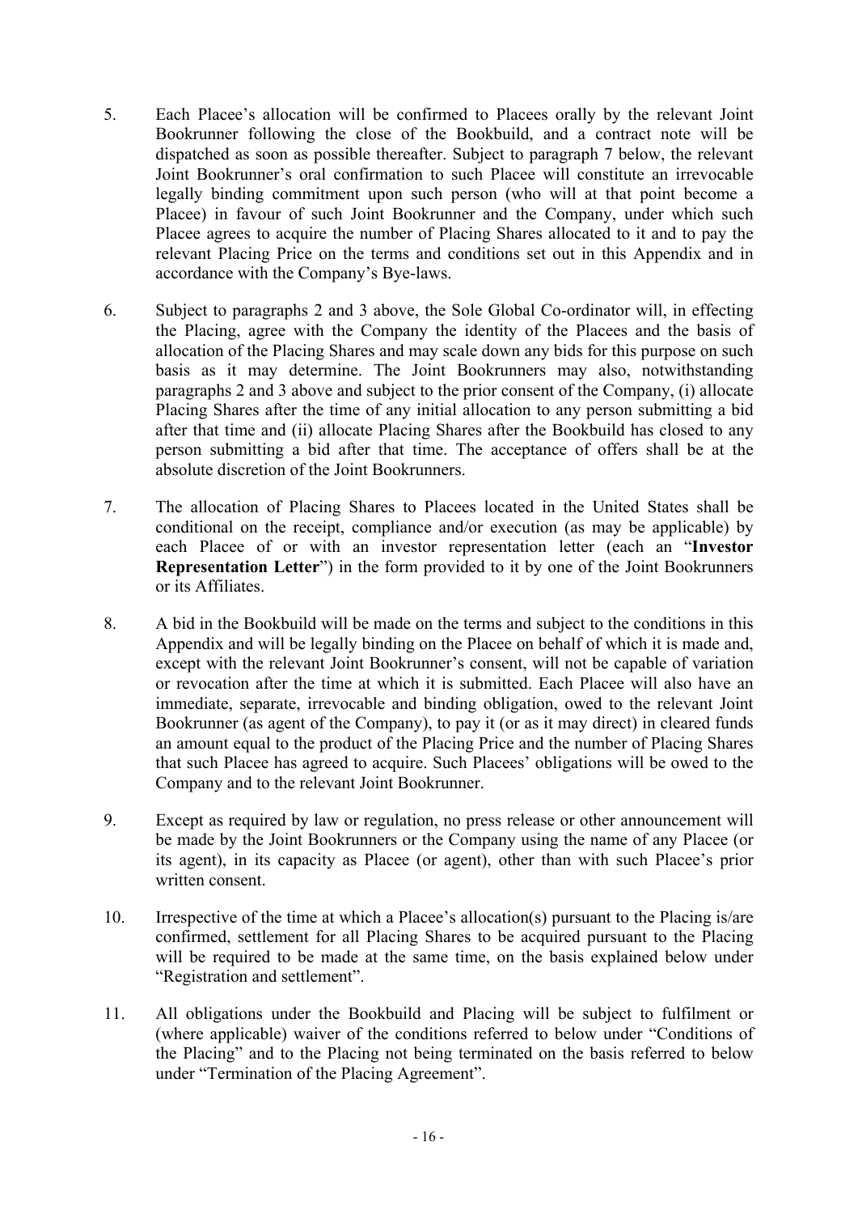5. Each Placee's allocation will be confirmed to Placees orally by the relevant Joint Bookrunner following the close of the Bookbuild, and a contract note will be dispatched as soon as possible thereafter. Subject to paragraph 7 below, the relevant Joint Bookrunner's oral confirmation to such Placee will constitute an irrevocable legally binding commitment upon such person (who will at that point become a Placee) in favour of such Joint Bookrunner and the Company, under which such Placee agrees to acquire the number of Placing Shares allocated to it and to pay the relevant Placing Price on the terms and conditions set out in this Appendix and in accordance with the Company's Bye-laws.

6. Subject to paragraphs 2 and 3 above, the Sole Global Co-ordinator will, in effecting the Placing, agree with the Company the identity of the Placees and the basis of allocation of the Placing Shares and may scale down any bids for this purpose on such basis as it may determine. The Joint Bookrunners may also, notwithstanding paragraphs 2 and 3 above and subject to the prior consent of the Company, (i) allocate Placing Shares after the time of any initial allocation to any person submitting a bid after that time and (ii) allocate Placing Shares after the Bookbuild has closed to any person submitting a bid after that time. The acceptance of offers shall be at the absolute discretion of the Joint Bookrunners.

7. The allocation of Placing Shares to Placees located in the United States shall be conditional on the receipt, compliance and/or execution (as may be applicable) by each Placee of or with an investor representation letter (each an "**Investor Representation Letter**") in the form provided to it by one of the Joint Bookrunners or its Affiliates.

8. A bid in the Bookbuild will be made on the terms and subject to the conditions in this Appendix and will be legally binding on the Placee on behalf of which it is made and, except with the relevant Joint Bookrunner's consent, will not be capable of variation or revocation after the time at which it is submitted. Each Placee will also have an immediate, separate, irrevocable and binding obligation, owed to the relevant Joint Bookrunner (as agent of the Company), to pay it (or as it may direct) in cleared funds an amount equal to the product of the Placing Price and the number of Placing Shares that such Placee has agreed to acquire. Such Placees' obligations will be owed to the Company and to the relevant Joint Bookrunner.

9. Except as required by law or regulation, no press release or other announcement will be made by the Joint Bookrunners or the Company using the name of any Placee (or its agent), in its capacity as Placee (or agent), other than with such Placee's prior written consent.

10. Irrespective of the time at which a Placee's allocation(s) pursuant to the Placing is/are confirmed, settlement for all Placing Shares to be acquired pursuant to the Placing will be required to be made at the same time, on the basis explained below under "Registration and settlement".

11. All obligations under the Bookbuild and Placing will be subject to fulfilment or (where applicable) waiver of the conditions referred to below under "Conditions of the Placing" and to the Placing not being terminated on the basis referred to below under "Termination of the Placing Agreement".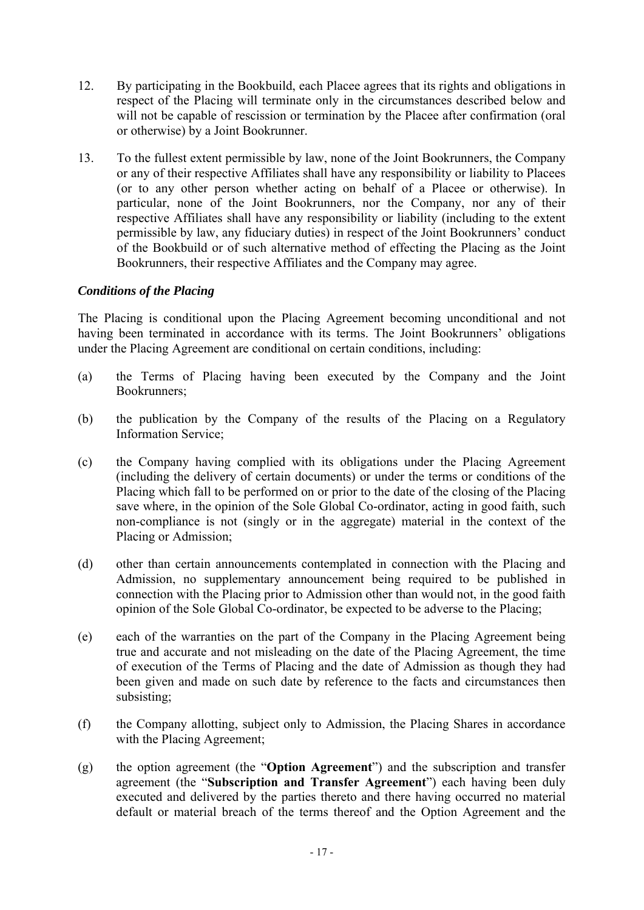12. By participating in the Bookbuild, each Placee agrees that its rights and obligations in respect of the Placing will terminate only in the circumstances described below and will not be capable of rescission or termination by the Placee after confirmation (oral or otherwise) by a Joint Bookrunner.

13. To the fullest extent permissible by law, none of the Joint Bookrunners, the Company or any of their respective Affiliates shall have any responsibility or liability to Placees (or to any other person whether acting on behalf of a Placee or otherwise). In particular, none of the Joint Bookrunners, nor the Company, nor any of their respective Affiliates shall have any responsibility or liability (including to the extent permissible by law, any fiduciary duties) in respect of the Joint Bookrunners' conduct of the Bookbuild or of such alternative method of effecting the Placing as the Joint Bookrunners, their respective Affiliates and the Company may agree.

***Conditions of the Placing***

The Placing is conditional upon the Placing Agreement becoming unconditional and not having been terminated in accordance with its terms. The Joint Bookrunners' obligations under the Placing Agreement are conditional on certain conditions, including:

(a) the Terms of Placing having been executed by the Company and the Joint Bookrunners;

(b) the publication by the Company of the results of the Placing on a Regulatory Information Service;

(c) the Company having complied with its obligations under the Placing Agreement (including the delivery of certain documents) or under the terms or conditions of the Placing which fall to be performed on or prior to the date of the closing of the Placing save where, in the opinion of the Sole Global Co-ordinator, acting in good faith, such non-compliance is not (singly or in the aggregate) material in the context of the Placing or Admission;

(d) other than certain announcements contemplated in connection with the Placing and Admission, no supplementary announcement being required to be published in connection with the Placing prior to Admission other than would not, in the good faith opinion of the Sole Global Co-ordinator, be expected to be adverse to the Placing;

(e) each of the warranties on the part of the Company in the Placing Agreement being true and accurate and not misleading on the date of the Placing Agreement, the time of execution of the Terms of Placing and the date of Admission as though they had been given and made on such date by reference to the facts and circumstances then subsisting;

(f) the Company allotting, subject only to Admission, the Placing Shares in accordance with the Placing Agreement;

(g) the option agreement (the "**Option Agreement**") and the subscription and transfer agreement (the "**Subscription and Transfer Agreement**") each having been duly executed and delivered by the parties thereto and there having occurred no material default or material breach of the terms thereof and the Option Agreement and the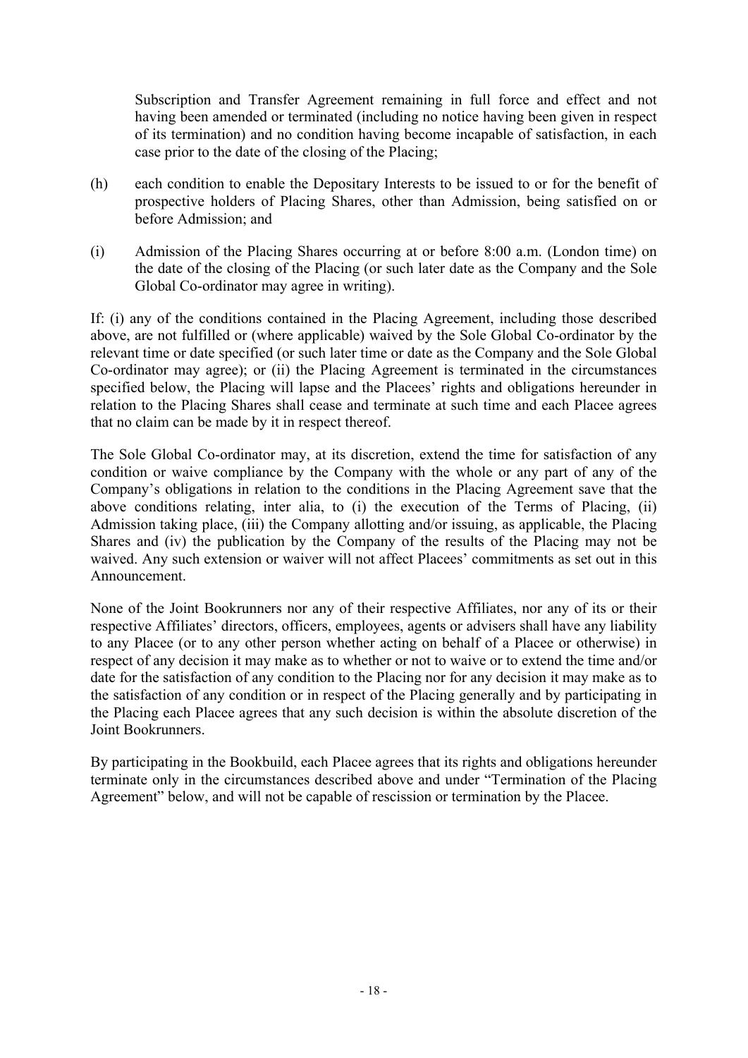Subscription and Transfer Agreement remaining in full force and effect and not having been amended or terminated (including no notice having been given in respect of its termination) and no condition having become incapable of satisfaction, in each case prior to the date of the closing of the Placing;

(h) each condition to enable the Depositary Interests to be issued to or for the benefit of prospective holders of Placing Shares, other than Admission, being satisfied on or before Admission; and

(i) Admission of the Placing Shares occurring at or before 8:00 a.m. (London time) on the date of the closing of the Placing (or such later date as the Company and the Sole Global Co-ordinator may agree in writing).

If: (i) any of the conditions contained in the Placing Agreement, including those described above, are not fulfilled or (where applicable) waived by the Sole Global Co-ordinator by the relevant time or date specified (or such later time or date as the Company and the Sole Global Co-ordinator may agree); or (ii) the Placing Agreement is terminated in the circumstances specified below, the Placing will lapse and the Placees' rights and obligations hereunder in relation to the Placing Shares shall cease and terminate at such time and each Placee agrees that no claim can be made by it in respect thereof.

The Sole Global Co-ordinator may, at its discretion, extend the time for satisfaction of any condition or waive compliance by the Company with the whole or any part of any of the Company's obligations in relation to the conditions in the Placing Agreement save that the above conditions relating, inter alia, to (i) the execution of the Terms of Placing, (ii) Admission taking place, (iii) the Company allotting and/or issuing, as applicable, the Placing Shares and (iv) the publication by the Company of the results of the Placing may not be waived. Any such extension or waiver will not affect Placees' commitments as set out in this Announcement.

None of the Joint Bookrunners nor any of their respective Affiliates, nor any of its or their respective Affiliates' directors, officers, employees, agents or advisers shall have any liability to any Placee (or to any other person whether acting on behalf of a Placee or otherwise) in respect of any decision it may make as to whether or not to waive or to extend the time and/or date for the satisfaction of any condition to the Placing nor for any decision it may make as to the satisfaction of any condition or in respect of the Placing generally and by participating in the Placing each Placee agrees that any such decision is within the absolute discretion of the Joint Bookrunners.

By participating in the Bookbuild, each Placee agrees that its rights and obligations hereunder terminate only in the circumstances described above and under "Termination of the Placing Agreement" below, and will not be capable of rescission or termination by the Placee.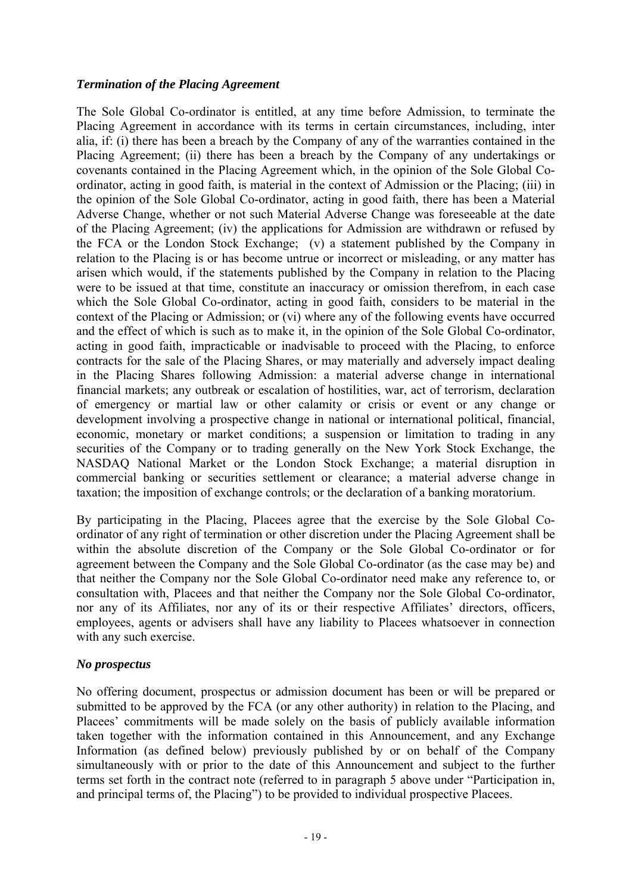### *Termination of the Placing Agreement*

The Sole Global Co-ordinator is entitled, at any time before Admission, to terminate the Placing Agreement in accordance with its terms in certain circumstances, including, inter alia, if: (i) there has been a breach by the Company of any of the warranties contained in the Placing Agreement; (ii) there has been a breach by the Company of any undertakings or covenants contained in the Placing Agreement which, in the opinion of the Sole Global Co-ordinator, acting in good faith, is material in the context of Admission or the Placing; (iii) in the opinion of the Sole Global Co-ordinator, acting in good faith, there has been a Material Adverse Change, whether or not such Material Adverse Change was foreseeable at the date of the Placing Agreement; (iv) the applications for Admission are withdrawn or refused by the FCA or the London Stock Exchange; (v) a statement published by the Company in relation to the Placing is or has become untrue or incorrect or misleading, or any matter has arisen which would, if the statements published by the Company in relation to the Placing were to be issued at that time, constitute an inaccuracy or omission therefrom, in each case which the Sole Global Co-ordinator, acting in good faith, considers to be material in the context of the Placing or Admission; or (vi) where any of the following events have occurred and the effect of which is such as to make it, in the opinion of the Sole Global Co-ordinator, acting in good faith, impracticable or inadvisable to proceed with the Placing, to enforce contracts for the sale of the Placing Shares, or may materially and adversely impact dealing in the Placing Shares following Admission: a material adverse change in international financial markets; any outbreak or escalation of hostilities, war, act of terrorism, declaration of emergency or martial law or other calamity or crisis or event or any change or development involving a prospective change in national or international political, financial, economic, monetary or market conditions; a suspension or limitation to trading in any securities of the Company or to trading generally on the New York Stock Exchange, the NASDAQ National Market or the London Stock Exchange; a material disruption in commercial banking or securities settlement or clearance; a material adverse change in taxation; the imposition of exchange controls; or the declaration of a banking moratorium.

By participating in the Placing, Placees agree that the exercise by the Sole Global Co-ordinator of any right of termination or other discretion under the Placing Agreement shall be within the absolute discretion of the Company or the Sole Global Co-ordinator or for agreement between the Company and the Sole Global Co-ordinator (as the case may be) and that neither the Company nor the Sole Global Co-ordinator need make any reference to, or consultation with, Placees and that neither the Company nor the Sole Global Co-ordinator, nor any of its Affiliates, nor any of its or their respective Affiliates' directors, officers, employees, agents or advisers shall have any liability to Placees whatsoever in connection with any such exercise.

### *No prospectus*

No offering document, prospectus or admission document has been or will be prepared or submitted to be approved by the FCA (or any other authority) in relation to the Placing, and Placees' commitments will be made solely on the basis of publicly available information taken together with the information contained in this Announcement, and any Exchange Information (as defined below) previously published by or on behalf of the Company simultaneously with or prior to the date of this Announcement and subject to the further terms set forth in the contract note (referred to in paragraph 5 above under "Participation in, and principal terms of, the Placing") to be provided to individual prospective Placees.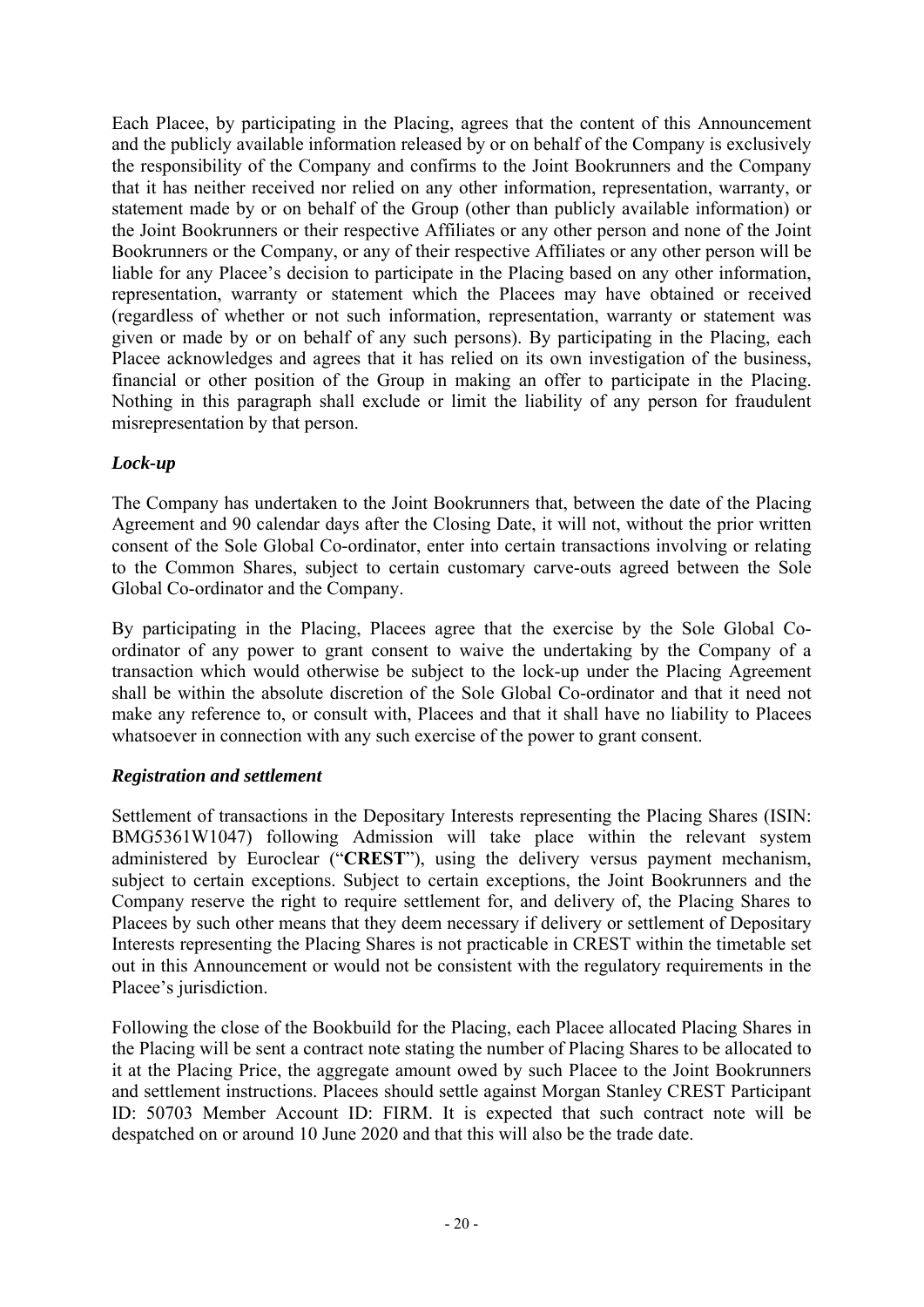Each Placee, by participating in the Placing, agrees that the content of this Announcement and the publicly available information released by or on behalf of the Company is exclusively the responsibility of the Company and confirms to the Joint Bookrunners and the Company that it has neither received nor relied on any other information, representation, warranty, or statement made by or on behalf of the Group (other than publicly available information) or the Joint Bookrunners or their respective Affiliates or any other person and none of the Joint Bookrunners or the Company, or any of their respective Affiliates or any other person will be liable for any Placee's decision to participate in the Placing based on any other information, representation, warranty or statement which the Placees may have obtained or received (regardless of whether or not such information, representation, warranty or statement was given or made by or on behalf of any such persons). By participating in the Placing, each Placee acknowledges and agrees that it has relied on its own investigation of the business, financial or other position of the Group in making an offer to participate in the Placing. Nothing in this paragraph shall exclude or limit the liability of any person for fraudulent misrepresentation by that person.

***Lock-up***

The Company has undertaken to the Joint Bookrunners that, between the date of the Placing Agreement and 90 calendar days after the Closing Date, it will not, without the prior written consent of the Sole Global Co-ordinator, enter into certain transactions involving or relating to the Common Shares, subject to certain customary carve-outs agreed between the Sole Global Co-ordinator and the Company.

By participating in the Placing, Placees agree that the exercise by the Sole Global Co-ordinator of any power to grant consent to waive the undertaking by the Company of a transaction which would otherwise be subject to the lock-up under the Placing Agreement shall be within the absolute discretion of the Sole Global Co-ordinator and that it need not make any reference to, or consult with, Placees and that it shall have no liability to Placees whatsoever in connection with any such exercise of the power to grant consent.

***Registration and settlement***

Settlement of transactions in the Depositary Interests representing the Placing Shares (ISIN: BMG5361W1047) following Admission will take place within the relevant system administered by Euroclear ("**CREST**"), using the delivery versus payment mechanism, subject to certain exceptions. Subject to certain exceptions, the Joint Bookrunners and the Company reserve the right to require settlement for, and delivery of, the Placing Shares to Placees by such other means that they deem necessary if delivery or settlement of Depositary Interests representing the Placing Shares is not practicable in CREST within the timetable set out in this Announcement or would not be consistent with the regulatory requirements in the Placee's jurisdiction.

Following the close of the Bookbuild for the Placing, each Placee allocated Placing Shares in the Placing will be sent a contract note stating the number of Placing Shares to be allocated to it at the Placing Price, the aggregate amount owed by such Placee to the Joint Bookrunners and settlement instructions. Placees should settle against Morgan Stanley CREST Participant ID: 50703 Member Account ID: FIRM. It is expected that such contract note will be despatched on or around 10 June 2020 and that this will also be the trade date.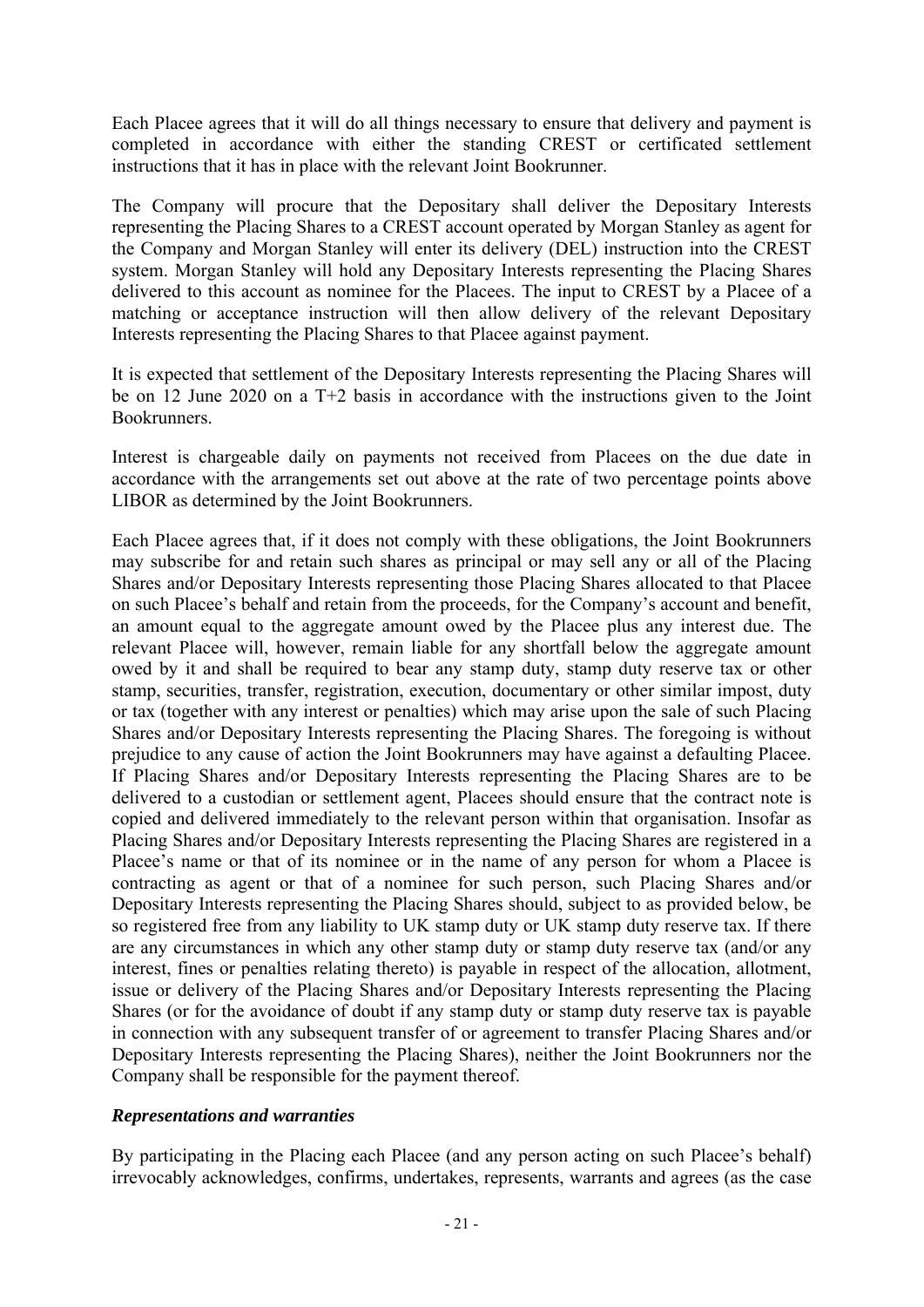Each Placee agrees that it will do all things necessary to ensure that delivery and payment is completed in accordance with either the standing CREST or certificated settlement instructions that it has in place with the relevant Joint Bookrunner.

The Company will procure that the Depositary shall deliver the Depositary Interests representing the Placing Shares to a CREST account operated by Morgan Stanley as agent for the Company and Morgan Stanley will enter its delivery (DEL) instruction into the CREST system. Morgan Stanley will hold any Depositary Interests representing the Placing Shares delivered to this account as nominee for the Placees. The input to CREST by a Placee of a matching or acceptance instruction will then allow delivery of the relevant Depositary Interests representing the Placing Shares to that Placee against payment.

It is expected that settlement of the Depositary Interests representing the Placing Shares will be on 12 June 2020 on a T+2 basis in accordance with the instructions given to the Joint Bookrunners.

Interest is chargeable daily on payments not received from Placees on the due date in accordance with the arrangements set out above at the rate of two percentage points above LIBOR as determined by the Joint Bookrunners.

Each Placee agrees that, if it does not comply with these obligations, the Joint Bookrunners may subscribe for and retain such shares as principal or may sell any or all of the Placing Shares and/or Depositary Interests representing those Placing Shares allocated to that Placee on such Placee's behalf and retain from the proceeds, for the Company's account and benefit, an amount equal to the aggregate amount owed by the Placee plus any interest due. The relevant Placee will, however, remain liable for any shortfall below the aggregate amount owed by it and shall be required to bear any stamp duty, stamp duty reserve tax or other stamp, securities, transfer, registration, execution, documentary or other similar impost, duty or tax (together with any interest or penalties) which may arise upon the sale of such Placing Shares and/or Depositary Interests representing the Placing Shares. The foregoing is without prejudice to any cause of action the Joint Bookrunners may have against a defaulting Placee. If Placing Shares and/or Depositary Interests representing the Placing Shares are to be delivered to a custodian or settlement agent, Placees should ensure that the contract note is copied and delivered immediately to the relevant person within that organisation. Insofar as Placing Shares and/or Depositary Interests representing the Placing Shares are registered in a Placee's name or that of its nominee or in the name of any person for whom a Placee is contracting as agent or that of a nominee for such person, such Placing Shares and/or Depositary Interests representing the Placing Shares should, subject to as provided below, be so registered free from any liability to UK stamp duty or UK stamp duty reserve tax. If there are any circumstances in which any other stamp duty or stamp duty reserve tax (and/or any interest, fines or penalties relating thereto) is payable in respect of the allocation, allotment, issue or delivery of the Placing Shares and/or Depositary Interests representing the Placing Shares (or for the avoidance of doubt if any stamp duty or stamp duty reserve tax is payable in connection with any subsequent transfer of or agreement to transfer Placing Shares and/or Depositary Interests representing the Placing Shares), neither the Joint Bookrunners nor the Company shall be responsible for the payment thereof.

### ***Representations and warranties***

By participating in the Placing each Placee (and any person acting on such Placee's behalf) irrevocably acknowledges, confirms, undertakes, represents, warrants and agrees (as the case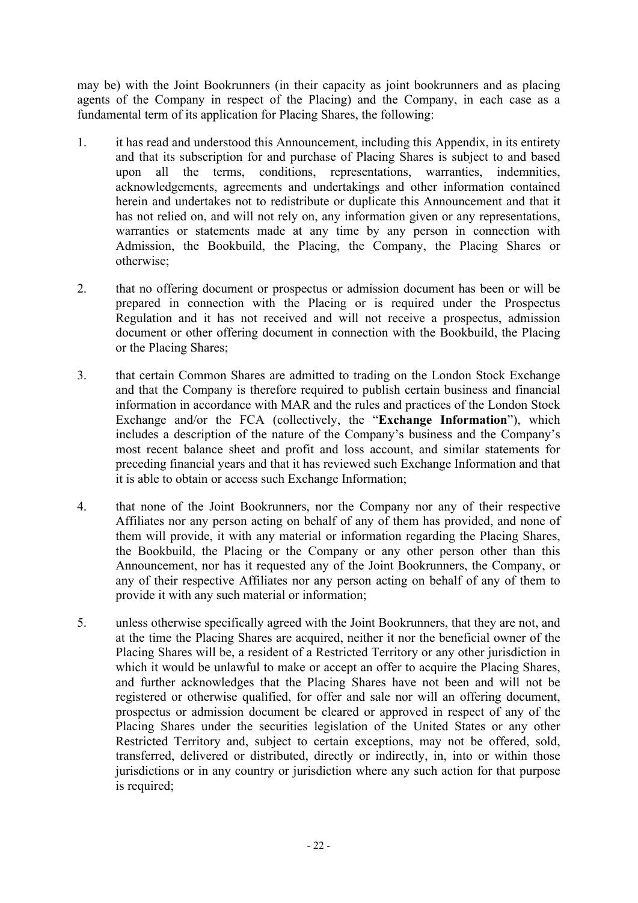may be) with the Joint Bookrunners (in their capacity as joint bookrunners and as placing agents of the Company in respect of the Placing) and the Company, in each case as a fundamental term of its application for Placing Shares, the following:

1. it has read and understood this Announcement, including this Appendix, in its entirety and that its subscription for and purchase of Placing Shares is subject to and based upon all the terms, conditions, representations, warranties, indemnities, acknowledgements, agreements and undertakings and other information contained herein and undertakes not to redistribute or duplicate this Announcement and that it has not relied on, and will not rely on, any information given or any representations, warranties or statements made at any time by any person in connection with Admission, the Bookbuild, the Placing, the Company, the Placing Shares or otherwise;

2. that no offering document or prospectus or admission document has been or will be prepared in connection with the Placing or is required under the Prospectus Regulation and it has not received and will not receive a prospectus, admission document or other offering document in connection with the Bookbuild, the Placing or the Placing Shares;

3. that certain Common Shares are admitted to trading on the London Stock Exchange and that the Company is therefore required to publish certain business and financial information in accordance with MAR and the rules and practices of the London Stock Exchange and/or the FCA (collectively, the "**Exchange Information**"), which includes a description of the nature of the Company's business and the Company's most recent balance sheet and profit and loss account, and similar statements for preceding financial years and that it has reviewed such Exchange Information and that it is able to obtain or access such Exchange Information;

4. that none of the Joint Bookrunners, nor the Company nor any of their respective Affiliates nor any person acting on behalf of any of them has provided, and none of them will provide, it with any material or information regarding the Placing Shares, the Bookbuild, the Placing or the Company or any other person other than this Announcement, nor has it requested any of the Joint Bookrunners, the Company, or any of their respective Affiliates nor any person acting on behalf of any of them to provide it with any such material or information;

5. unless otherwise specifically agreed with the Joint Bookrunners, that they are not, and at the time the Placing Shares are acquired, neither it nor the beneficial owner of the Placing Shares will be, a resident of a Restricted Territory or any other jurisdiction in which it would be unlawful to make or accept an offer to acquire the Placing Shares, and further acknowledges that the Placing Shares have not been and will not be registered or otherwise qualified, for offer and sale nor will an offering document, prospectus or admission document be cleared or approved in respect of any of the Placing Shares under the securities legislation of the United States or any other Restricted Territory and, subject to certain exceptions, may not be offered, sold, transferred, delivered or distributed, directly or indirectly, in, into or within those jurisdictions or in any country or jurisdiction where any such action for that purpose is required;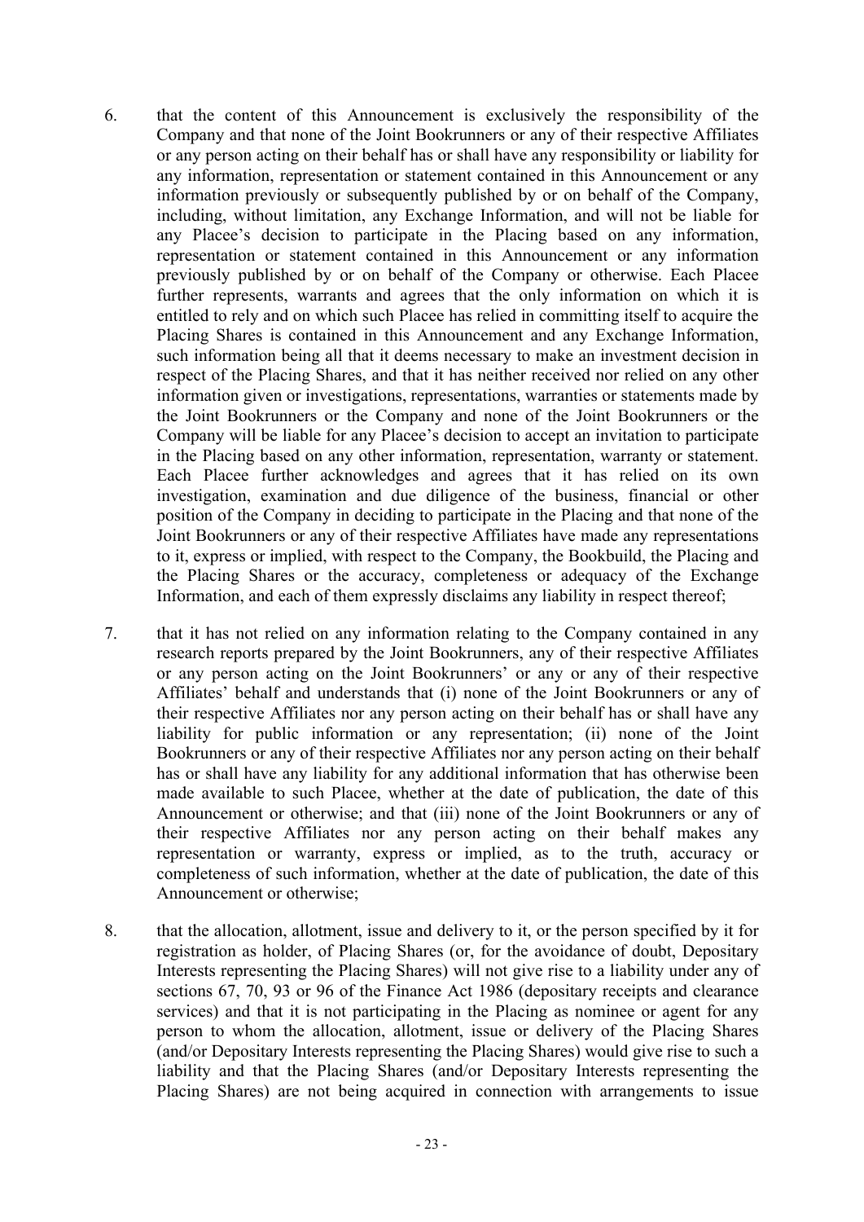6. that the content of this Announcement is exclusively the responsibility of the Company and that none of the Joint Bookrunners or any of their respective Affiliates or any person acting on their behalf has or shall have any responsibility or liability for any information, representation or statement contained in this Announcement or any information previously or subsequently published by or on behalf of the Company, including, without limitation, any Exchange Information, and will not be liable for any Placee's decision to participate in the Placing based on any information, representation or statement contained in this Announcement or any information previously published by or on behalf of the Company or otherwise. Each Placee further represents, warrants and agrees that the only information on which it is entitled to rely and on which such Placee has relied in committing itself to acquire the Placing Shares is contained in this Announcement and any Exchange Information, such information being all that it deems necessary to make an investment decision in respect of the Placing Shares, and that it has neither received nor relied on any other information given or investigations, representations, warranties or statements made by the Joint Bookrunners or the Company and none of the Joint Bookrunners or the Company will be liable for any Placee's decision to accept an invitation to participate in the Placing based on any other information, representation, warranty or statement. Each Placee further acknowledges and agrees that it has relied on its own investigation, examination and due diligence of the business, financial or other position of the Company in deciding to participate in the Placing and that none of the Joint Bookrunners or any of their respective Affiliates have made any representations to it, express or implied, with respect to the Company, the Bookbuild, the Placing and the Placing Shares or the accuracy, completeness or adequacy of the Exchange Information, and each of them expressly disclaims any liability in respect thereof;

7. that it has not relied on any information relating to the Company contained in any research reports prepared by the Joint Bookrunners, any of their respective Affiliates or any person acting on the Joint Bookrunners' or any or any of their respective Affiliates' behalf and understands that (i) none of the Joint Bookrunners or any of their respective Affiliates nor any person acting on their behalf has or shall have any liability for public information or any representation; (ii) none of the Joint Bookrunners or any of their respective Affiliates nor any person acting on their behalf has or shall have any liability for any additional information that has otherwise been made available to such Placee, whether at the date of publication, the date of this Announcement or otherwise; and that (iii) none of the Joint Bookrunners or any of their respective Affiliates nor any person acting on their behalf makes any representation or warranty, express or implied, as to the truth, accuracy or completeness of such information, whether at the date of publication, the date of this Announcement or otherwise;

8. that the allocation, allotment, issue and delivery to it, or the person specified by it for registration as holder, of Placing Shares (or, for the avoidance of doubt, Depositary Interests representing the Placing Shares) will not give rise to a liability under any of sections 67, 70, 93 or 96 of the Finance Act 1986 (depositary receipts and clearance services) and that it is not participating in the Placing as nominee or agent for any person to whom the allocation, allotment, issue or delivery of the Placing Shares (and/or Depositary Interests representing the Placing Shares) would give rise to such a liability and that the Placing Shares (and/or Depositary Interests representing the Placing Shares) are not being acquired in connection with arrangements to issue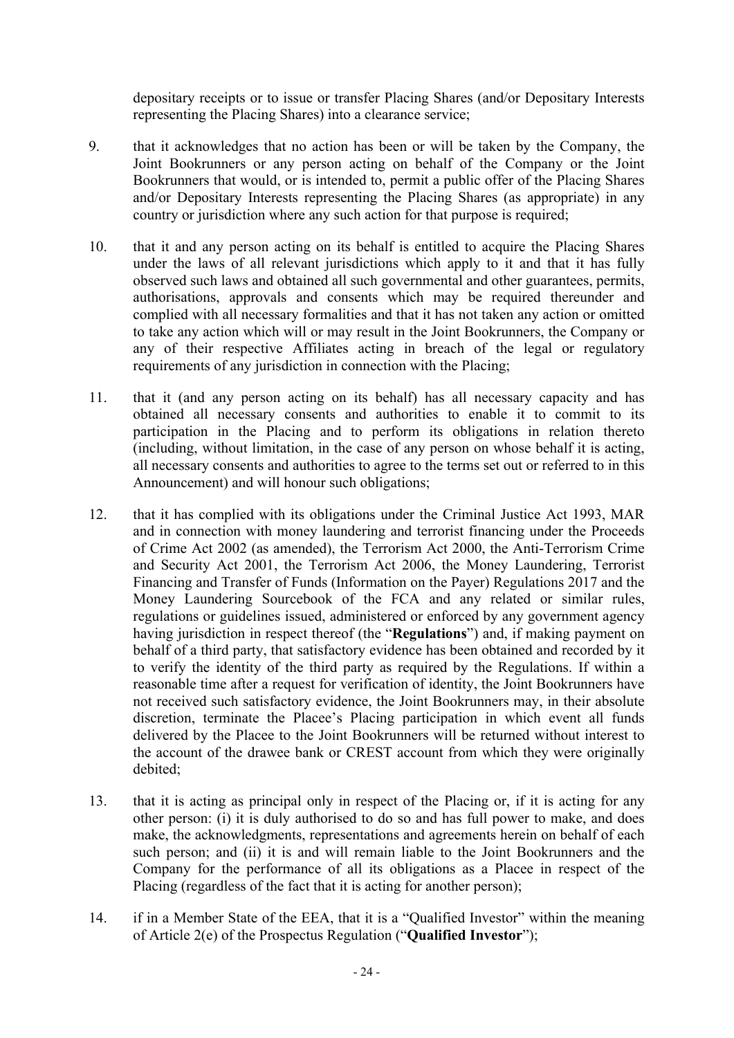depositary receipts or to issue or transfer Placing Shares (and/or Depositary Interests representing the Placing Shares) into a clearance service;

9. that it acknowledges that no action has been or will be taken by the Company, the Joint Bookrunners or any person acting on behalf of the Company or the Joint Bookrunners that would, or is intended to, permit a public offer of the Placing Shares and/or Depositary Interests representing the Placing Shares (as appropriate) in any country or jurisdiction where any such action for that purpose is required;

10. that it and any person acting on its behalf is entitled to acquire the Placing Shares under the laws of all relevant jurisdictions which apply to it and that it has fully observed such laws and obtained all such governmental and other guarantees, permits, authorisations, approvals and consents which may be required thereunder and complied with all necessary formalities and that it has not taken any action or omitted to take any action which will or may result in the Joint Bookrunners, the Company or any of their respective Affiliates acting in breach of the legal or regulatory requirements of any jurisdiction in connection with the Placing;

11. that it (and any person acting on its behalf) has all necessary capacity and has obtained all necessary consents and authorities to enable it to commit to its participation in the Placing and to perform its obligations in relation thereto (including, without limitation, in the case of any person on whose behalf it is acting, all necessary consents and authorities to agree to the terms set out or referred to in this Announcement) and will honour such obligations;

12. that it has complied with its obligations under the Criminal Justice Act 1993, MAR and in connection with money laundering and terrorist financing under the Proceeds of Crime Act 2002 (as amended), the Terrorism Act 2000, the Anti-Terrorism Crime and Security Act 2001, the Terrorism Act 2006, the Money Laundering, Terrorist Financing and Transfer of Funds (Information on the Payer) Regulations 2017 and the Money Laundering Sourcebook of the FCA and any related or similar rules, regulations or guidelines issued, administered or enforced by any government agency having jurisdiction in respect thereof (the "**Regulations**") and, if making payment on behalf of a third party, that satisfactory evidence has been obtained and recorded by it to verify the identity of the third party as required by the Regulations. If within a reasonable time after a request for verification of identity, the Joint Bookrunners have not received such satisfactory evidence, the Joint Bookrunners may, in their absolute discretion, terminate the Placee's Placing participation in which event all funds delivered by the Placee to the Joint Bookrunners will be returned without interest to the account of the drawee bank or CREST account from which they were originally debited;

13. that it is acting as principal only in respect of the Placing or, if it is acting for any other person: (i) it is duly authorised to do so and has full power to make, and does make, the acknowledgments, representations and agreements herein on behalf of each such person; and (ii) it is and will remain liable to the Joint Bookrunners and the Company for the performance of all its obligations as a Placee in respect of the Placing (regardless of the fact that it is acting for another person);

14. if in a Member State of the EEA, that it is a "Qualified Investor" within the meaning of Article 2(e) of the Prospectus Regulation ("**Qualified Investor**");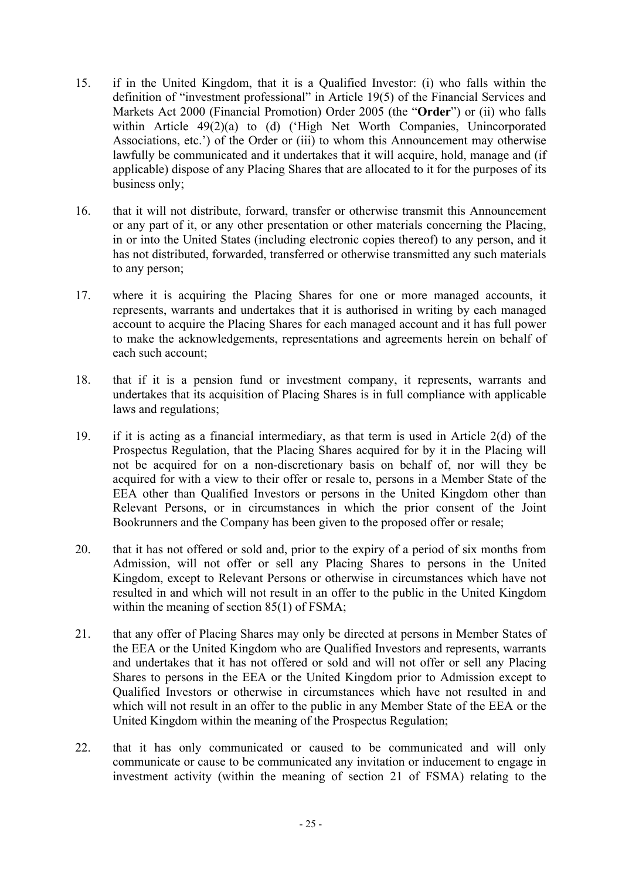15. if in the United Kingdom, that it is a Qualified Investor: (i) who falls within the definition of "investment professional" in Article 19(5) of the Financial Services and Markets Act 2000 (Financial Promotion) Order 2005 (the "**Order**") or (ii) who falls within Article 49(2)(a) to (d) ('High Net Worth Companies, Unincorporated Associations, etc.') of the Order or (iii) to whom this Announcement may otherwise lawfully be communicated and it undertakes that it will acquire, hold, manage and (if applicable) dispose of any Placing Shares that are allocated to it for the purposes of its business only;

16. that it will not distribute, forward, transfer or otherwise transmit this Announcement or any part of it, or any other presentation or other materials concerning the Placing, in or into the United States (including electronic copies thereof) to any person, and it has not distributed, forwarded, transferred or otherwise transmitted any such materials to any person;

17. where it is acquiring the Placing Shares for one or more managed accounts, it represents, warrants and undertakes that it is authorised in writing by each managed account to acquire the Placing Shares for each managed account and it has full power to make the acknowledgements, representations and agreements herein on behalf of each such account;

18. that if it is a pension fund or investment company, it represents, warrants and undertakes that its acquisition of Placing Shares is in full compliance with applicable laws and regulations;

19. if it is acting as a financial intermediary, as that term is used in Article 2(d) of the Prospectus Regulation, that the Placing Shares acquired for by it in the Placing will not be acquired for on a non-discretionary basis on behalf of, nor will they be acquired for with a view to their offer or resale to, persons in a Member State of the EEA other than Qualified Investors or persons in the United Kingdom other than Relevant Persons, or in circumstances in which the prior consent of the Joint Bookrunners and the Company has been given to the proposed offer or resale;

20. that it has not offered or sold and, prior to the expiry of a period of six months from Admission, will not offer or sell any Placing Shares to persons in the United Kingdom, except to Relevant Persons or otherwise in circumstances which have not resulted in and which will not result in an offer to the public in the United Kingdom within the meaning of section 85(1) of FSMA;

21. that any offer of Placing Shares may only be directed at persons in Member States of the EEA or the United Kingdom who are Qualified Investors and represents, warrants and undertakes that it has not offered or sold and will not offer or sell any Placing Shares to persons in the EEA or the United Kingdom prior to Admission except to Qualified Investors or otherwise in circumstances which have not resulted in and which will not result in an offer to the public in any Member State of the EEA or the United Kingdom within the meaning of the Prospectus Regulation;

22. that it has only communicated or caused to be communicated and will only communicate or cause to be communicated any invitation or inducement to engage in investment activity (within the meaning of section 21 of FSMA) relating to the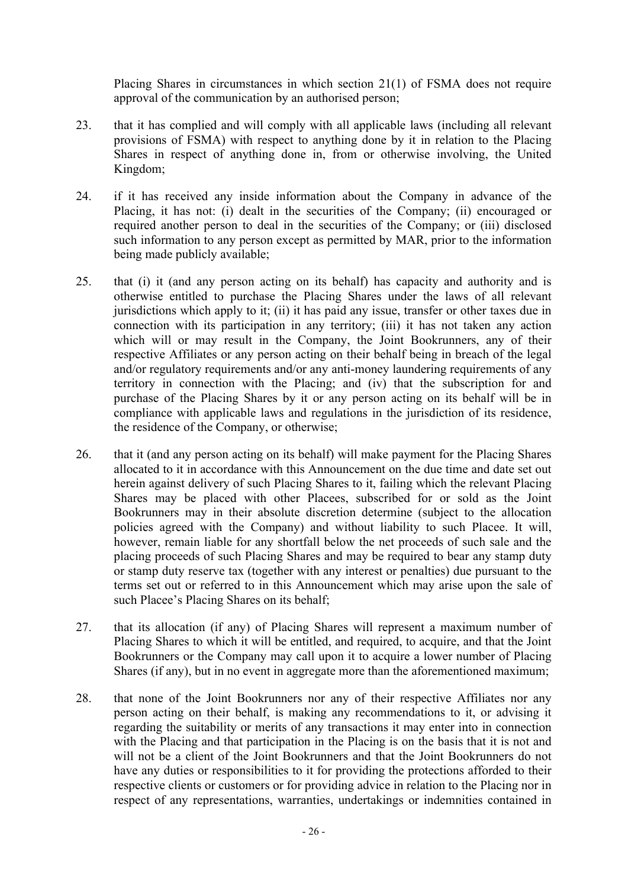Placing Shares in circumstances in which section 21(1) of FSMA does not require approval of the communication by an authorised person;

23. that it has complied and will comply with all applicable laws (including all relevant provisions of FSMA) with respect to anything done by it in relation to the Placing Shares in respect of anything done in, from or otherwise involving, the United Kingdom;

24. if it has received any inside information about the Company in advance of the Placing, it has not: (i) dealt in the securities of the Company; (ii) encouraged or required another person to deal in the securities of the Company; or (iii) disclosed such information to any person except as permitted by MAR, prior to the information being made publicly available;

25. that (i) it (and any person acting on its behalf) has capacity and authority and is otherwise entitled to purchase the Placing Shares under the laws of all relevant jurisdictions which apply to it; (ii) it has paid any issue, transfer or other taxes due in connection with its participation in any territory; (iii) it has not taken any action which will or may result in the Company, the Joint Bookrunners, any of their respective Affiliates or any person acting on their behalf being in breach of the legal and/or regulatory requirements and/or any anti-money laundering requirements of any territory in connection with the Placing; and (iv) that the subscription for and purchase of the Placing Shares by it or any person acting on its behalf will be in compliance with applicable laws and regulations in the jurisdiction of its residence, the residence of the Company, or otherwise;

26. that it (and any person acting on its behalf) will make payment for the Placing Shares allocated to it in accordance with this Announcement on the due time and date set out herein against delivery of such Placing Shares to it, failing which the relevant Placing Shares may be placed with other Placees, subscribed for or sold as the Joint Bookrunners may in their absolute discretion determine (subject to the allocation policies agreed with the Company) and without liability to such Placee. It will, however, remain liable for any shortfall below the net proceeds of such sale and the placing proceeds of such Placing Shares and may be required to bear any stamp duty or stamp duty reserve tax (together with any interest or penalties) due pursuant to the terms set out or referred to in this Announcement which may arise upon the sale of such Placee's Placing Shares on its behalf;

27. that its allocation (if any) of Placing Shares will represent a maximum number of Placing Shares to which it will be entitled, and required, to acquire, and that the Joint Bookrunners or the Company may call upon it to acquire a lower number of Placing Shares (if any), but in no event in aggregate more than the aforementioned maximum;

28. that none of the Joint Bookrunners nor any of their respective Affiliates nor any person acting on their behalf, is making any recommendations to it, or advising it regarding the suitability or merits of any transactions it may enter into in connection with the Placing and that participation in the Placing is on the basis that it is not and will not be a client of the Joint Bookrunners and that the Joint Bookrunners do not have any duties or responsibilities to it for providing the protections afforded to their respective clients or customers or for providing advice in relation to the Placing nor in respect of any representations, warranties, undertakings or indemnities contained in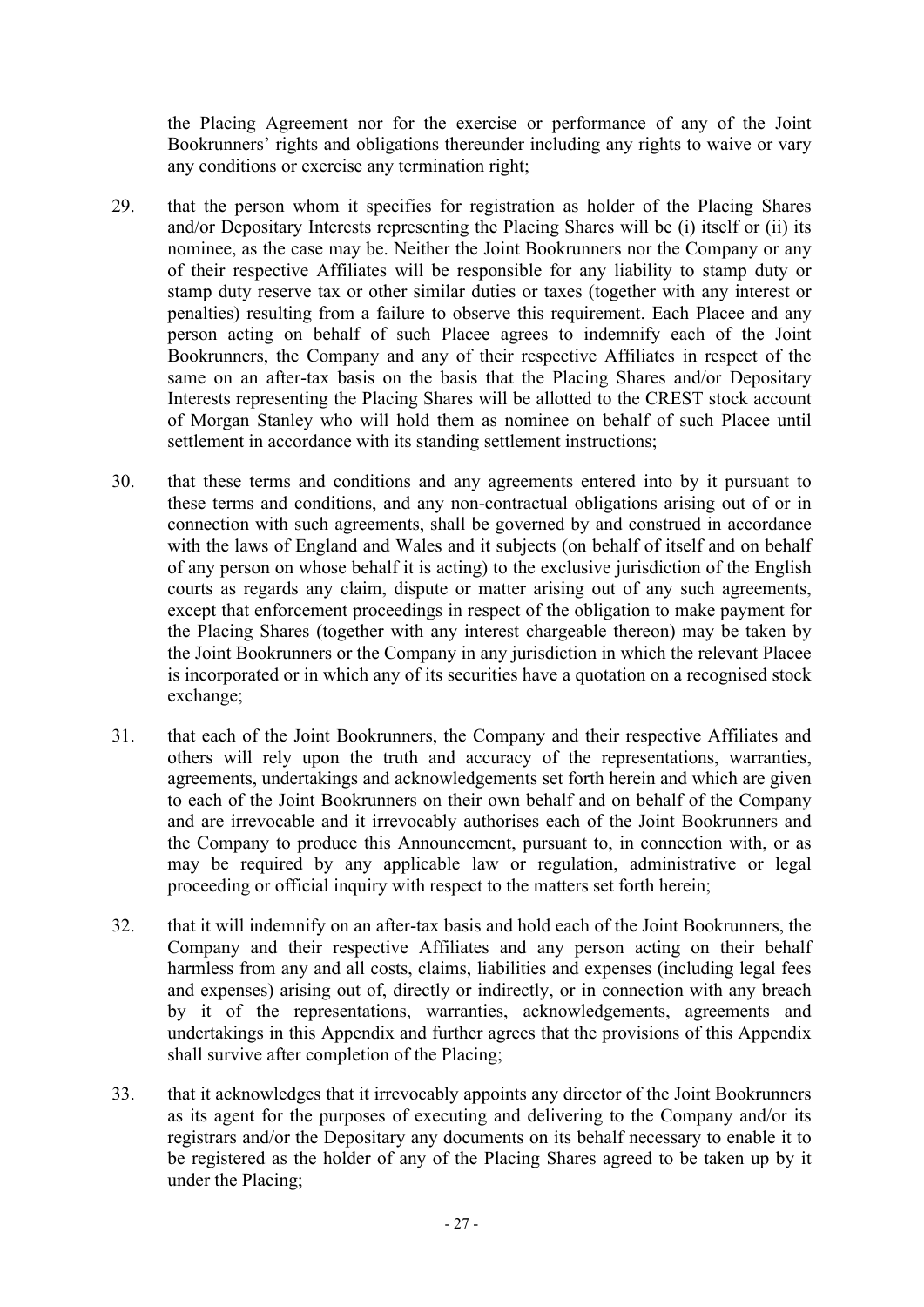the Placing Agreement nor for the exercise or performance of any of the Joint Bookrunners' rights and obligations thereunder including any rights to waive or vary any conditions or exercise any termination right;

29. that the person whom it specifies for registration as holder of the Placing Shares and/or Depositary Interests representing the Placing Shares will be (i) itself or (ii) its nominee, as the case may be. Neither the Joint Bookrunners nor the Company or any of their respective Affiliates will be responsible for any liability to stamp duty or stamp duty reserve tax or other similar duties or taxes (together with any interest or penalties) resulting from a failure to observe this requirement. Each Placee and any person acting on behalf of such Placee agrees to indemnify each of the Joint Bookrunners, the Company and any of their respective Affiliates in respect of the same on an after-tax basis on the basis that the Placing Shares and/or Depositary Interests representing the Placing Shares will be allotted to the CREST stock account of Morgan Stanley who will hold them as nominee on behalf of such Placee until settlement in accordance with its standing settlement instructions;

30. that these terms and conditions and any agreements entered into by it pursuant to these terms and conditions, and any non-contractual obligations arising out of or in connection with such agreements, shall be governed by and construed in accordance with the laws of England and Wales and it subjects (on behalf of itself and on behalf of any person on whose behalf it is acting) to the exclusive jurisdiction of the English courts as regards any claim, dispute or matter arising out of any such agreements, except that enforcement proceedings in respect of the obligation to make payment for the Placing Shares (together with any interest chargeable thereon) may be taken by the Joint Bookrunners or the Company in any jurisdiction in which the relevant Placee is incorporated or in which any of its securities have a quotation on a recognised stock exchange;

31. that each of the Joint Bookrunners, the Company and their respective Affiliates and others will rely upon the truth and accuracy of the representations, warranties, agreements, undertakings and acknowledgements set forth herein and which are given to each of the Joint Bookrunners on their own behalf and on behalf of the Company and are irrevocable and it irrevocably authorises each of the Joint Bookrunners and the Company to produce this Announcement, pursuant to, in connection with, or as may be required by any applicable law or regulation, administrative or legal proceeding or official inquiry with respect to the matters set forth herein;

32. that it will indemnify on an after-tax basis and hold each of the Joint Bookrunners, the Company and their respective Affiliates and any person acting on their behalf harmless from any and all costs, claims, liabilities and expenses (including legal fees and expenses) arising out of, directly or indirectly, or in connection with any breach by it of the representations, warranties, acknowledgements, agreements and undertakings in this Appendix and further agrees that the provisions of this Appendix shall survive after completion of the Placing;

33. that it acknowledges that it irrevocably appoints any director of the Joint Bookrunners as its agent for the purposes of executing and delivering to the Company and/or its registrars and/or the Depositary any documents on its behalf necessary to enable it to be registered as the holder of any of the Placing Shares agreed to be taken up by it under the Placing;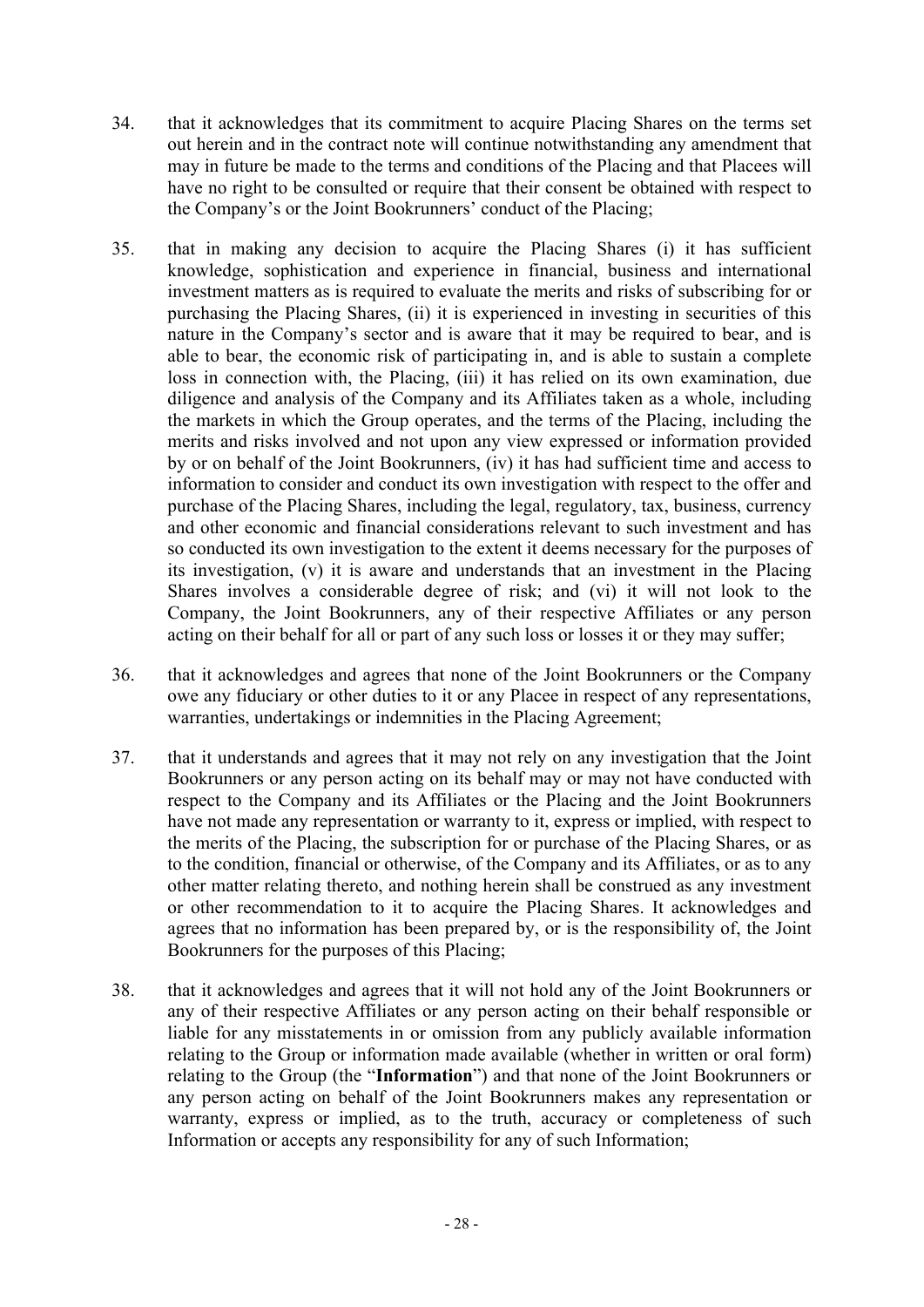34. that it acknowledges that its commitment to acquire Placing Shares on the terms set out herein and in the contract note will continue notwithstanding any amendment that may in future be made to the terms and conditions of the Placing and that Placees will have no right to be consulted or require that their consent be obtained with respect to the Company's or the Joint Bookrunners' conduct of the Placing;

35. that in making any decision to acquire the Placing Shares (i) it has sufficient knowledge, sophistication and experience in financial, business and international investment matters as is required to evaluate the merits and risks of subscribing for or purchasing the Placing Shares, (ii) it is experienced in investing in securities of this nature in the Company's sector and is aware that it may be required to bear, and is able to bear, the economic risk of participating in, and is able to sustain a complete loss in connection with, the Placing, (iii) it has relied on its own examination, due diligence and analysis of the Company and its Affiliates taken as a whole, including the markets in which the Group operates, and the terms of the Placing, including the merits and risks involved and not upon any view expressed or information provided by or on behalf of the Joint Bookrunners, (iv) it has had sufficient time and access to information to consider and conduct its own investigation with respect to the offer and purchase of the Placing Shares, including the legal, regulatory, tax, business, currency and other economic and financial considerations relevant to such investment and has so conducted its own investigation to the extent it deems necessary for the purposes of its investigation, (v) it is aware and understands that an investment in the Placing Shares involves a considerable degree of risk; and (vi) it will not look to the Company, the Joint Bookrunners, any of their respective Affiliates or any person acting on their behalf for all or part of any such loss or losses it or they may suffer;

36. that it acknowledges and agrees that none of the Joint Bookrunners or the Company owe any fiduciary or other duties to it or any Placee in respect of any representations, warranties, undertakings or indemnities in the Placing Agreement;

37. that it understands and agrees that it may not rely on any investigation that the Joint Bookrunners or any person acting on its behalf may or may not have conducted with respect to the Company and its Affiliates or the Placing and the Joint Bookrunners have not made any representation or warranty to it, express or implied, with respect to the merits of the Placing, the subscription for or purchase of the Placing Shares, or as to the condition, financial or otherwise, of the Company and its Affiliates, or as to any other matter relating thereto, and nothing herein shall be construed as any investment or other recommendation to it to acquire the Placing Shares. It acknowledges and agrees that no information has been prepared by, or is the responsibility of, the Joint Bookrunners for the purposes of this Placing;

38. that it acknowledges and agrees that it will not hold any of the Joint Bookrunners or any of their respective Affiliates or any person acting on their behalf responsible or liable for any misstatements in or omission from any publicly available information relating to the Group or information made available (whether in written or oral form) relating to the Group (the "**Information**") and that none of the Joint Bookrunners or any person acting on behalf of the Joint Bookrunners makes any representation or warranty, express or implied, as to the truth, accuracy or completeness of such Information or accepts any responsibility for any of such Information;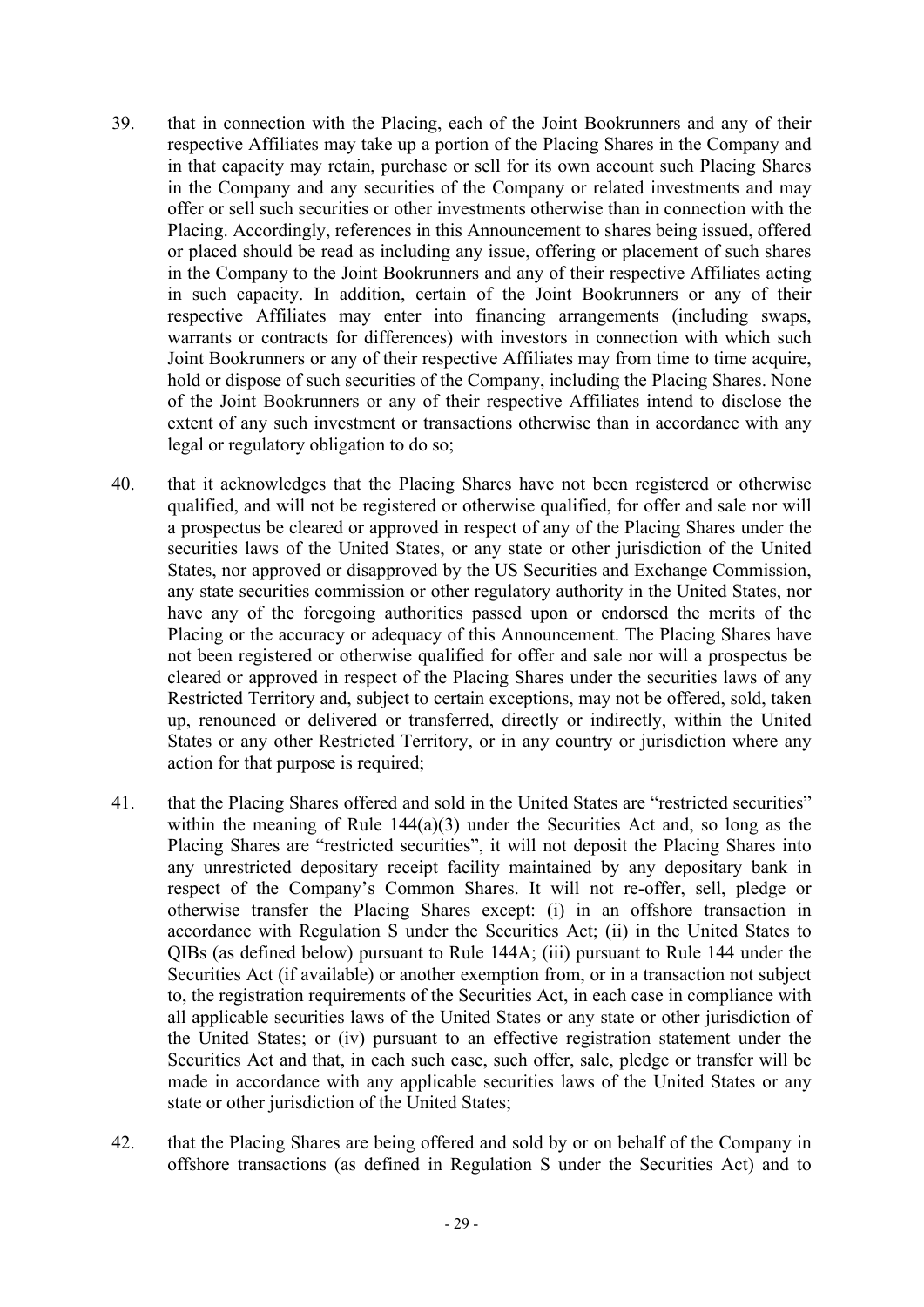39. that in connection with the Placing, each of the Joint Bookrunners and any of their respective Affiliates may take up a portion of the Placing Shares in the Company and in that capacity may retain, purchase or sell for its own account such Placing Shares in the Company and any securities of the Company or related investments and may offer or sell such securities or other investments otherwise than in connection with the Placing. Accordingly, references in this Announcement to shares being issued, offered or placed should be read as including any issue, offering or placement of such shares in the Company to the Joint Bookrunners and any of their respective Affiliates acting in such capacity. In addition, certain of the Joint Bookrunners or any of their respective Affiliates may enter into financing arrangements (including swaps, warrants or contracts for differences) with investors in connection with which such Joint Bookrunners or any of their respective Affiliates may from time to time acquire, hold or dispose of such securities of the Company, including the Placing Shares. None of the Joint Bookrunners or any of their respective Affiliates intend to disclose the extent of any such investment or transactions otherwise than in accordance with any legal or regulatory obligation to do so;

40. that it acknowledges that the Placing Shares have not been registered or otherwise qualified, and will not be registered or otherwise qualified, for offer and sale nor will a prospectus be cleared or approved in respect of any of the Placing Shares under the securities laws of the United States, or any state or other jurisdiction of the United States, nor approved or disapproved by the US Securities and Exchange Commission, any state securities commission or other regulatory authority in the United States, nor have any of the foregoing authorities passed upon or endorsed the merits of the Placing or the accuracy or adequacy of this Announcement. The Placing Shares have not been registered or otherwise qualified for offer and sale nor will a prospectus be cleared or approved in respect of the Placing Shares under the securities laws of any Restricted Territory and, subject to certain exceptions, may not be offered, sold, taken up, renounced or delivered or transferred, directly or indirectly, within the United States or any other Restricted Territory, or in any country or jurisdiction where any action for that purpose is required;

41. that the Placing Shares offered and sold in the United States are "restricted securities" within the meaning of Rule 144(a)(3) under the Securities Act and, so long as the Placing Shares are "restricted securities", it will not deposit the Placing Shares into any unrestricted depositary receipt facility maintained by any depositary bank in respect of the Company's Common Shares. It will not re-offer, sell, pledge or otherwise transfer the Placing Shares except: (i) in an offshore transaction in accordance with Regulation S under the Securities Act; (ii) in the United States to QIBs (as defined below) pursuant to Rule 144A; (iii) pursuant to Rule 144 under the Securities Act (if available) or another exemption from, or in a transaction not subject to, the registration requirements of the Securities Act, in each case in compliance with all applicable securities laws of the United States or any state or other jurisdiction of the United States; or (iv) pursuant to an effective registration statement under the Securities Act and that, in each such case, such offer, sale, pledge or transfer will be made in accordance with any applicable securities laws of the United States or any state or other jurisdiction of the United States;

42. that the Placing Shares are being offered and sold by or on behalf of the Company in offshore transactions (as defined in Regulation S under the Securities Act) and to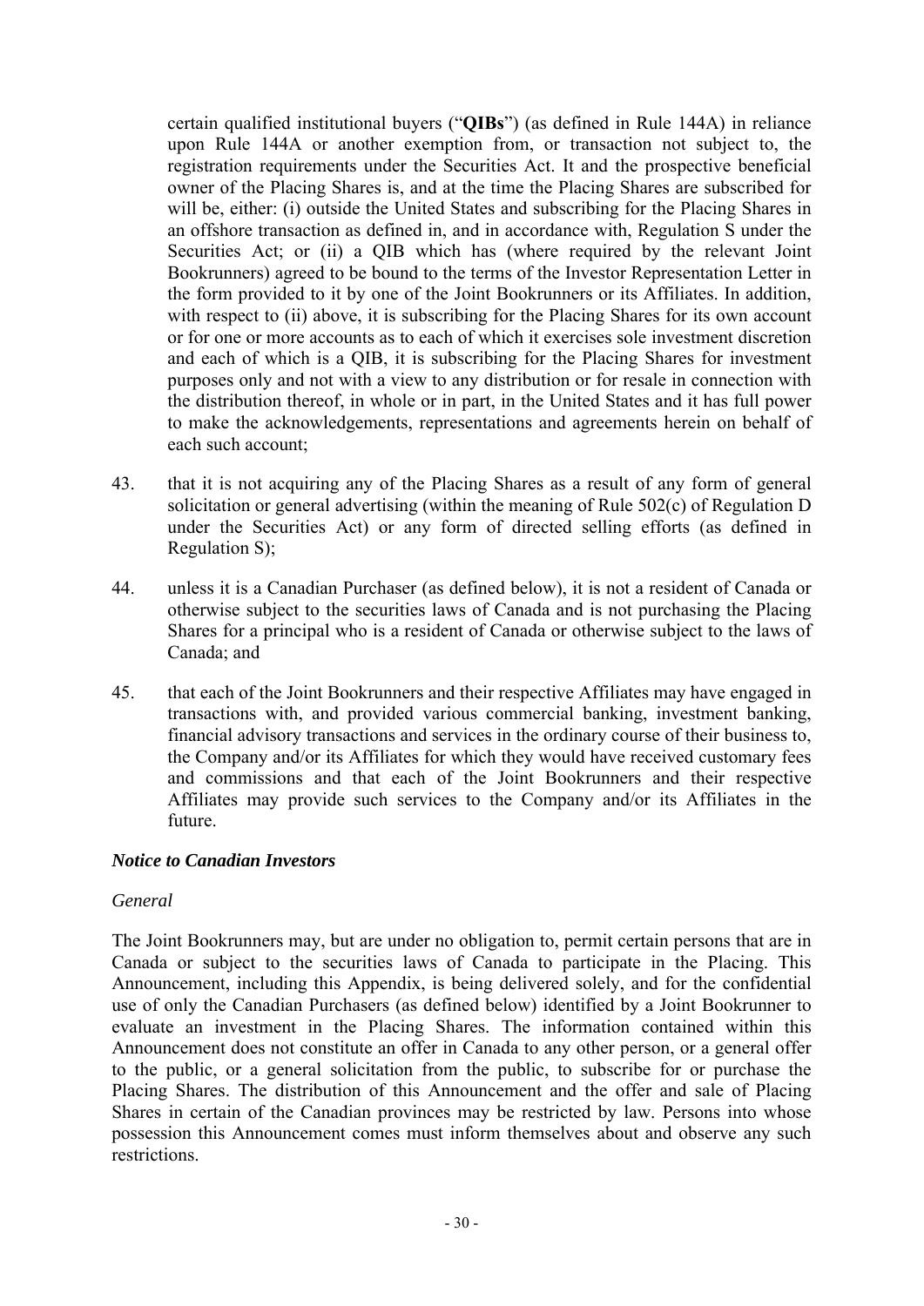certain qualified institutional buyers ("**QIBs**") (as defined in Rule 144A) in reliance upon Rule 144A or another exemption from, or transaction not subject to, the registration requirements under the Securities Act. It and the prospective beneficial owner of the Placing Shares is, and at the time the Placing Shares are subscribed for will be, either: (i) outside the United States and subscribing for the Placing Shares in an offshore transaction as defined in, and in accordance with, Regulation S under the Securities Act; or (ii) a QIB which has (where required by the relevant Joint Bookrunners) agreed to be bound to the terms of the Investor Representation Letter in the form provided to it by one of the Joint Bookrunners or its Affiliates. In addition, with respect to (ii) above, it is subscribing for the Placing Shares for its own account or for one or more accounts as to each of which it exercises sole investment discretion and each of which is a QIB, it is subscribing for the Placing Shares for investment purposes only and not with a view to any distribution or for resale in connection with the distribution thereof, in whole or in part, in the United States and it has full power to make the acknowledgements, representations and agreements herein on behalf of each such account;

43. that it is not acquiring any of the Placing Shares as a result of any form of general solicitation or general advertising (within the meaning of Rule 502(c) of Regulation D under the Securities Act) or any form of directed selling efforts (as defined in Regulation S);

44. unless it is a Canadian Purchaser (as defined below), it is not a resident of Canada or otherwise subject to the securities laws of Canada and is not purchasing the Placing Shares for a principal who is a resident of Canada or otherwise subject to the laws of Canada; and

45. that each of the Joint Bookrunners and their respective Affiliates may have engaged in transactions with, and provided various commercial banking, investment banking, financial advisory transactions and services in the ordinary course of their business to, the Company and/or its Affiliates for which they would have received customary fees and commissions and that each of the Joint Bookrunners and their respective Affiliates may provide such services to the Company and/or its Affiliates in the future.

***Notice to Canadian Investors***

*General*

The Joint Bookrunners may, but are under no obligation to, permit certain persons that are in Canada or subject to the securities laws of Canada to participate in the Placing. This Announcement, including this Appendix, is being delivered solely, and for the confidential use of only the Canadian Purchasers (as defined below) identified by a Joint Bookrunner to evaluate an investment in the Placing Shares. The information contained within this Announcement does not constitute an offer in Canada to any other person, or a general offer to the public, or a general solicitation from the public, to subscribe for or purchase the Placing Shares. The distribution of this Announcement and the offer and sale of Placing Shares in certain of the Canadian provinces may be restricted by law. Persons into whose possession this Announcement comes must inform themselves about and observe any such restrictions.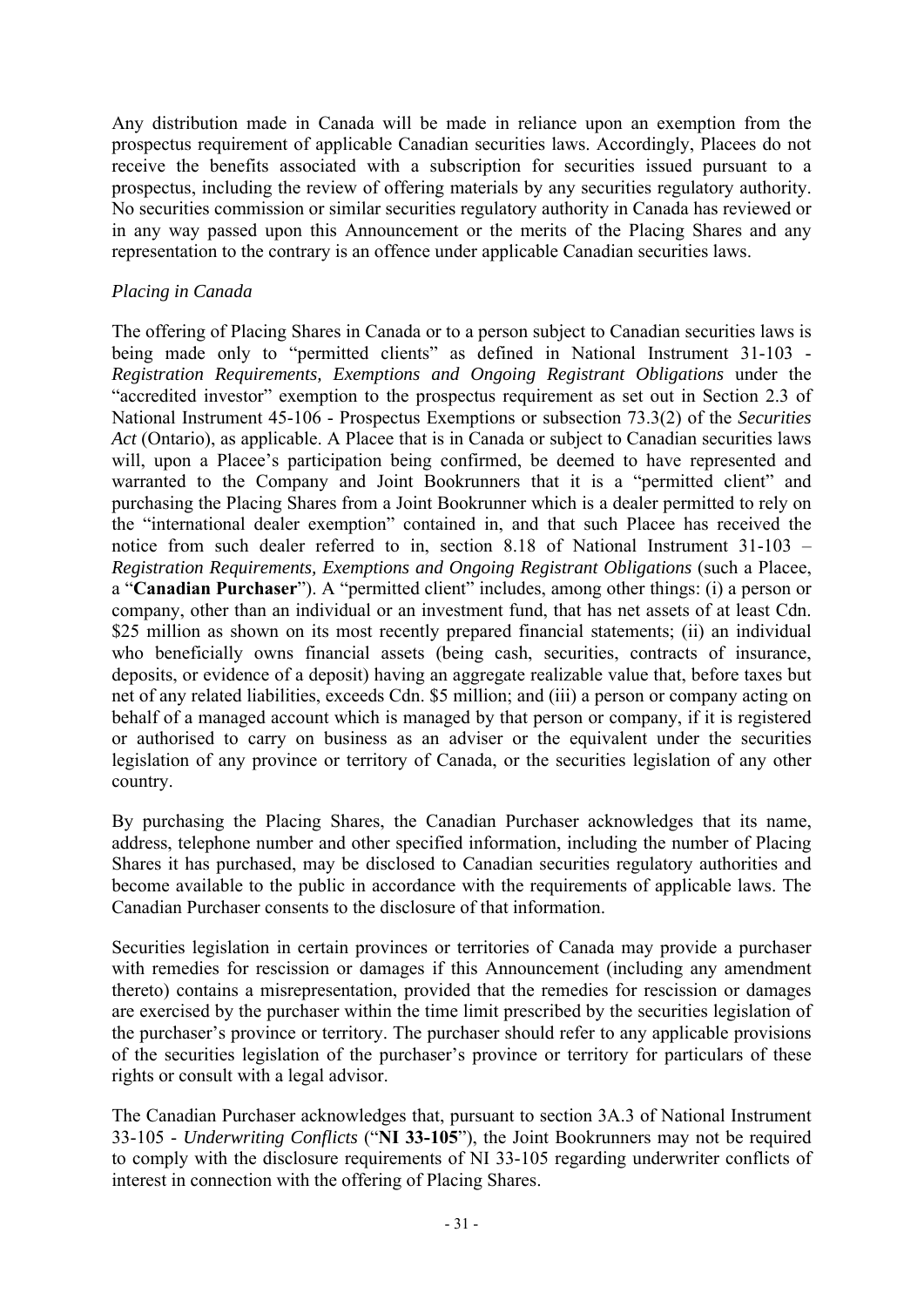Any distribution made in Canada will be made in reliance upon an exemption from the prospectus requirement of applicable Canadian securities laws. Accordingly, Placees do not receive the benefits associated with a subscription for securities issued pursuant to a prospectus, including the review of offering materials by any securities regulatory authority. No securities commission or similar securities regulatory authority in Canada has reviewed or in any way passed upon this Announcement or the merits of the Placing Shares and any representation to the contrary is an offence under applicable Canadian securities laws.

*Placing in Canada*

The offering of Placing Shares in Canada or to a person subject to Canadian securities laws is being made only to "permitted clients" as defined in National Instrument 31-103 - *Registration Requirements, Exemptions and Ongoing Registrant Obligations* under the "accredited investor" exemption to the prospectus requirement as set out in Section 2.3 of National Instrument 45-106 - Prospectus Exemptions or subsection 73.3(2) of the *Securities Act* (Ontario), as applicable. A Placee that is in Canada or subject to Canadian securities laws will, upon a Placee's participation being confirmed, be deemed to have represented and warranted to the Company and Joint Bookrunners that it is a "permitted client" and purchasing the Placing Shares from a Joint Bookrunner which is a dealer permitted to rely on the "international dealer exemption" contained in, and that such Placee has received the notice from such dealer referred to in, section 8.18 of National Instrument 31-103 – *Registration Requirements, Exemptions and Ongoing Registrant Obligations* (such a Placee, a "**Canadian Purchaser**"). A "permitted client" includes, among other things: (i) a person or company, other than an individual or an investment fund, that has net assets of at least Cdn. $25 million as shown on its most recently prepared financial statements; (ii) an individual who beneficially owns financial assets (being cash, securities, contracts of insurance, deposits, or evidence of a deposit) having an aggregate realizable value that, before taxes but net of any related liabilities, exceeds Cdn. $5 million; and (iii) a person or company acting on behalf of a managed account which is managed by that person or company, if it is registered or authorised to carry on business as an adviser or the equivalent under the securities legislation of any province or territory of Canada, or the securities legislation of any other country.

By purchasing the Placing Shares, the Canadian Purchaser acknowledges that its name, address, telephone number and other specified information, including the number of Placing Shares it has purchased, may be disclosed to Canadian securities regulatory authorities and become available to the public in accordance with the requirements of applicable laws. The Canadian Purchaser consents to the disclosure of that information.

Securities legislation in certain provinces or territories of Canada may provide a purchaser with remedies for rescission or damages if this Announcement (including any amendment thereto) contains a misrepresentation, provided that the remedies for rescission or damages are exercised by the purchaser within the time limit prescribed by the securities legislation of the purchaser's province or territory. The purchaser should refer to any applicable provisions of the securities legislation of the purchaser's province or territory for particulars of these rights or consult with a legal advisor.

The Canadian Purchaser acknowledges that, pursuant to section 3A.3 of National Instrument 33-105 - *Underwriting Conflicts* ("**NI 33-105**"), the Joint Bookrunners may not be required to comply with the disclosure requirements of NI 33-105 regarding underwriter conflicts of interest in connection with the offering of Placing Shares.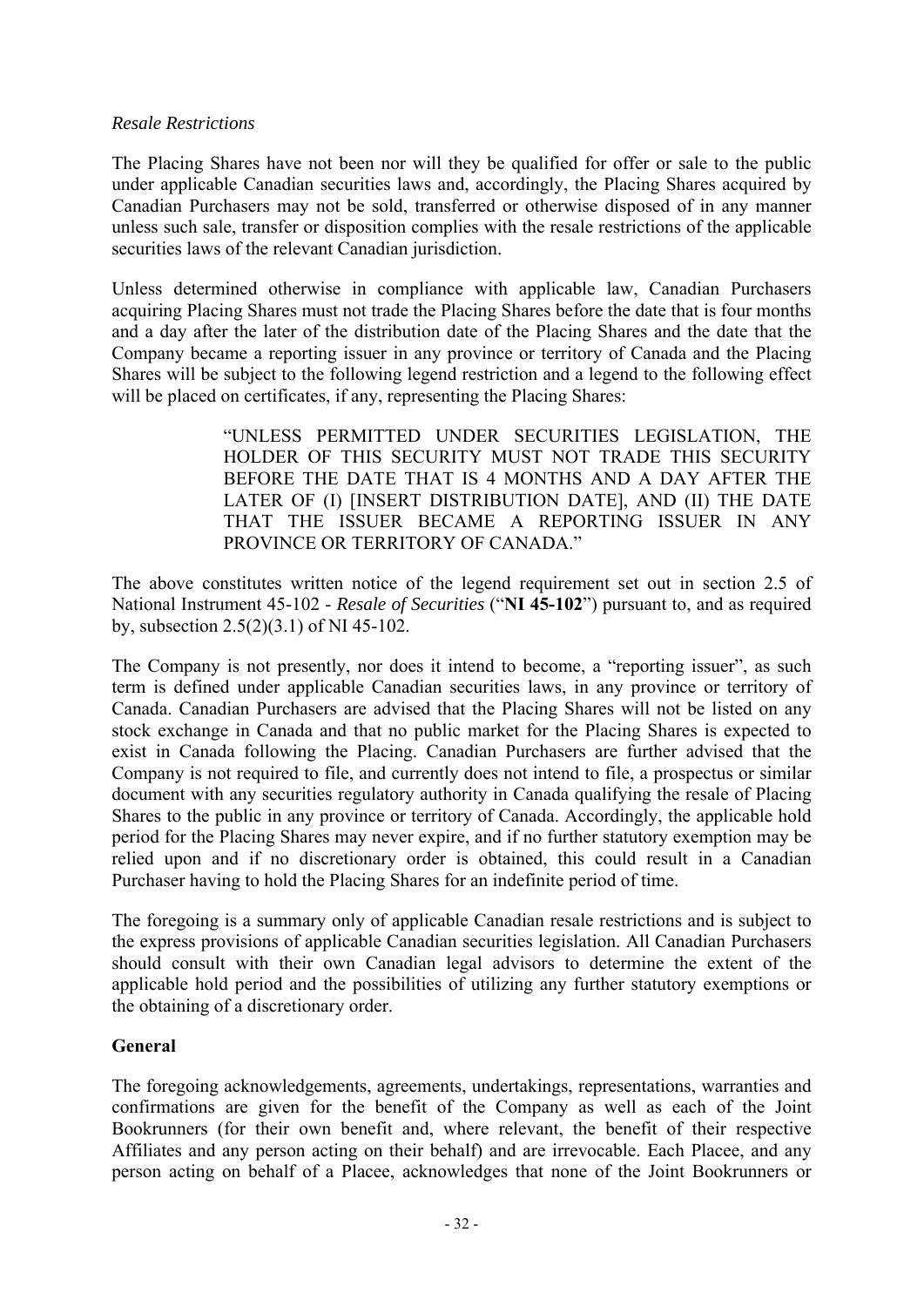*Resale Restrictions*

The Placing Shares have not been nor will they be qualified for offer or sale to the public under applicable Canadian securities laws and, accordingly, the Placing Shares acquired by Canadian Purchasers may not be sold, transferred or otherwise disposed of in any manner unless such sale, transfer or disposition complies with the resale restrictions of the applicable securities laws of the relevant Canadian jurisdiction.

Unless determined otherwise in compliance with applicable law, Canadian Purchasers acquiring Placing Shares must not trade the Placing Shares before the date that is four months and a day after the later of the distribution date of the Placing Shares and the date that the Company became a reporting issuer in any province or territory of Canada and the Placing Shares will be subject to the following legend restriction and a legend to the following effect will be placed on certificates, if any, representing the Placing Shares:

> "UNLESS PERMITTED UNDER SECURITIES LEGISLATION, THE HOLDER OF THIS SECURITY MUST NOT TRADE THIS SECURITY BEFORE THE DATE THAT IS 4 MONTHS AND A DAY AFTER THE LATER OF (I) [INSERT DISTRIBUTION DATE], AND (II) THE DATE THAT THE ISSUER BECAME A REPORTING ISSUER IN ANY PROVINCE OR TERRITORY OF CANADA."

The above constitutes written notice of the legend requirement set out in section 2.5 of National Instrument 45-102 - *Resale of Securities* ("**NI 45-102**") pursuant to, and as required by, subsection 2.5(2)(3.1) of NI 45-102.

The Company is not presently, nor does it intend to become, a "reporting issuer", as such term is defined under applicable Canadian securities laws, in any province or territory of Canada. Canadian Purchasers are advised that the Placing Shares will not be listed on any stock exchange in Canada and that no public market for the Placing Shares is expected to exist in Canada following the Placing. Canadian Purchasers are further advised that the Company is not required to file, and currently does not intend to file, a prospectus or similar document with any securities regulatory authority in Canada qualifying the resale of Placing Shares to the public in any province or territory of Canada. Accordingly, the applicable hold period for the Placing Shares may never expire, and if no further statutory exemption may be relied upon and if no discretionary order is obtained, this could result in a Canadian Purchaser having to hold the Placing Shares for an indefinite period of time.

The foregoing is a summary only of applicable Canadian resale restrictions and is subject to the express provisions of applicable Canadian securities legislation. All Canadian Purchasers should consult with their own Canadian legal advisors to determine the extent of the applicable hold period and the possibilities of utilizing any further statutory exemptions or the obtaining of a discretionary order.

**General**

The foregoing acknowledgements, agreements, undertakings, representations, warranties and confirmations are given for the benefit of the Company as well as each of the Joint Bookrunners (for their own benefit and, where relevant, the benefit of their respective Affiliates and any person acting on their behalf) and are irrevocable. Each Placee, and any person acting on behalf of a Placee, acknowledges that none of the Joint Bookrunners or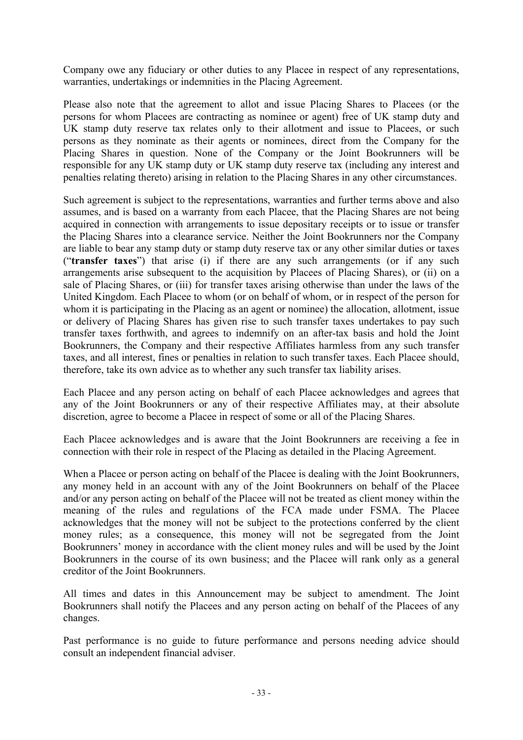Company owe any fiduciary or other duties to any Placee in respect of any representations, warranties, undertakings or indemnities in the Placing Agreement.

Please also note that the agreement to allot and issue Placing Shares to Placees (or the persons for whom Placees are contracting as nominee or agent) free of UK stamp duty and UK stamp duty reserve tax relates only to their allotment and issue to Placees, or such persons as they nominate as their agents or nominees, direct from the Company for the Placing Shares in question. None of the Company or the Joint Bookrunners will be responsible for any UK stamp duty or UK stamp duty reserve tax (including any interest and penalties relating thereto) arising in relation to the Placing Shares in any other circumstances.

Such agreement is subject to the representations, warranties and further terms above and also assumes, and is based on a warranty from each Placee, that the Placing Shares are not being acquired in connection with arrangements to issue depositary receipts or to issue or transfer the Placing Shares into a clearance service. Neither the Joint Bookrunners nor the Company are liable to bear any stamp duty or stamp duty reserve tax or any other similar duties or taxes ("**transfer taxes**") that arise (i) if there are any such arrangements (or if any such arrangements arise subsequent to the acquisition by Placees of Placing Shares), or (ii) on a sale of Placing Shares, or (iii) for transfer taxes arising otherwise than under the laws of the United Kingdom. Each Placee to whom (or on behalf of whom, or in respect of the person for whom it is participating in the Placing as an agent or nominee) the allocation, allotment, issue or delivery of Placing Shares has given rise to such transfer taxes undertakes to pay such transfer taxes forthwith, and agrees to indemnify on an after-tax basis and hold the Joint Bookrunners, the Company and their respective Affiliates harmless from any such transfer taxes, and all interest, fines or penalties in relation to such transfer taxes. Each Placee should, therefore, take its own advice as to whether any such transfer tax liability arises.

Each Placee and any person acting on behalf of each Placee acknowledges and agrees that any of the Joint Bookrunners or any of their respective Affiliates may, at their absolute discretion, agree to become a Placee in respect of some or all of the Placing Shares.

Each Placee acknowledges and is aware that the Joint Bookrunners are receiving a fee in connection with their role in respect of the Placing as detailed in the Placing Agreement.

When a Placee or person acting on behalf of the Placee is dealing with the Joint Bookrunners, any money held in an account with any of the Joint Bookrunners on behalf of the Placee and/or any person acting on behalf of the Placee will not be treated as client money within the meaning of the rules and regulations of the FCA made under FSMA. The Placee acknowledges that the money will not be subject to the protections conferred by the client money rules; as a consequence, this money will not be segregated from the Joint Bookrunners' money in accordance with the client money rules and will be used by the Joint Bookrunners in the course of its own business; and the Placee will rank only as a general creditor of the Joint Bookrunners.

All times and dates in this Announcement may be subject to amendment. The Joint Bookrunners shall notify the Placees and any person acting on behalf of the Placees of any changes.

Past performance is no guide to future performance and persons needing advice should consult an independent financial adviser.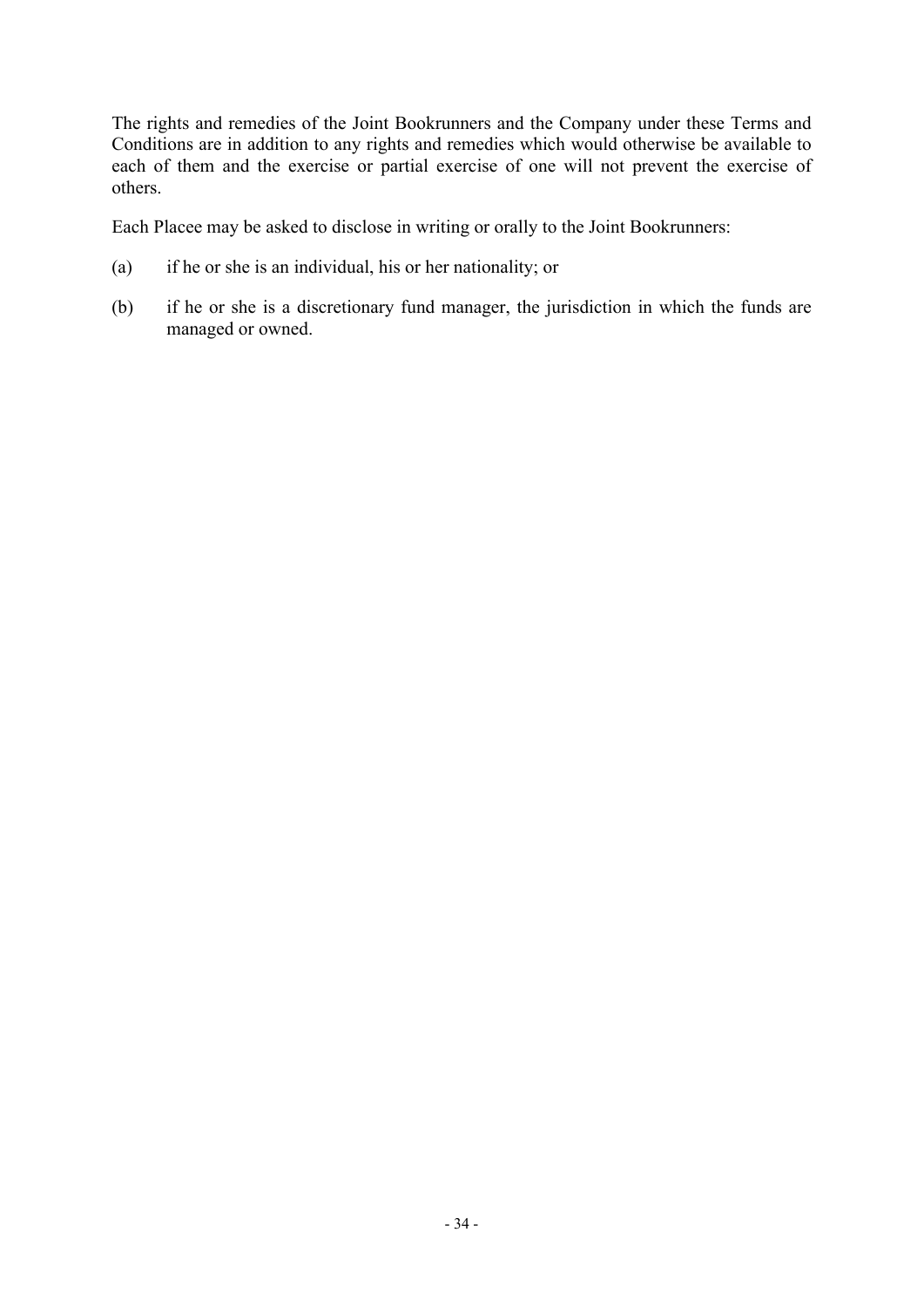The rights and remedies of the Joint Bookrunners and the Company under these Terms and Conditions are in addition to any rights and remedies which would otherwise be available to each of them and the exercise or partial exercise of one will not prevent the exercise of others.

Each Placee may be asked to disclose in writing or orally to the Joint Bookrunners:

(a) if he or she is an individual, his or her nationality; or

(b) if he or she is a discretionary fund manager, the jurisdiction in which the funds are managed or owned.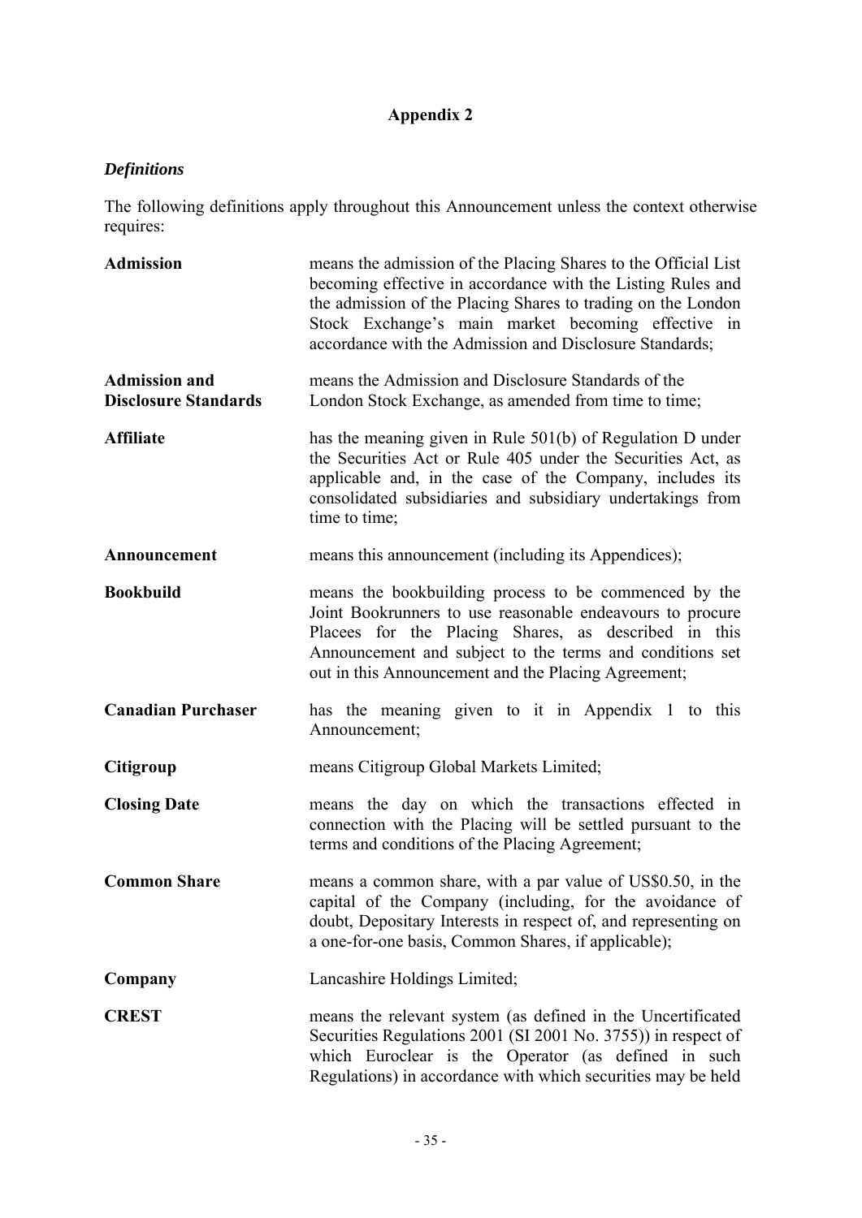## Appendix 2

### *Definitions*

The following definitions apply throughout this Announcement unless the context otherwise requires:

| | |
|---|---|
| **Admission** | means the admission of the Placing Shares to the Official List becoming effective in accordance with the Listing Rules and the admission of the Placing Shares to trading on the London Stock Exchange's main market becoming effective in accordance with the Admission and Disclosure Standards; |
| **Admission and Disclosure Standards** | means the Admission and Disclosure Standards of the London Stock Exchange, as amended from time to time; |
| **Affiliate** | has the meaning given in Rule 501(b) of Regulation D under the Securities Act or Rule 405 under the Securities Act, as applicable and, in the case of the Company, includes its consolidated subsidiaries and subsidiary undertakings from time to time; |
| **Announcement** | means this announcement (including its Appendices); |
| **Bookbuild** | means the bookbuilding process to be commenced by the Joint Bookrunners to use reasonable endeavours to procure Placees for the Placing Shares, as described in this Announcement and subject to the terms and conditions set out in this Announcement and the Placing Agreement; |
| **Canadian Purchaser** | has the meaning given to it in Appendix 1 to this Announcement; |
| **Citigroup** | means Citigroup Global Markets Limited; |
| **Closing Date** | means the day on which the transactions effected in connection with the Placing will be settled pursuant to the terms and conditions of the Placing Agreement; |
| **Common Share** | means a common share, with a par value of US$0.50, in the capital of the Company (including, for the avoidance of doubt, Depositary Interests in respect of, and representing on a one-for-one basis, Common Shares, if applicable); |
| **Company** | Lancashire Holdings Limited; |
| **CREST** | means the relevant system (as defined in the Uncertificated Securities Regulations 2001 (SI 2001 No. 3755)) in respect of which Euroclear is the Operator (as defined in such Regulations) in accordance with which securities may be held |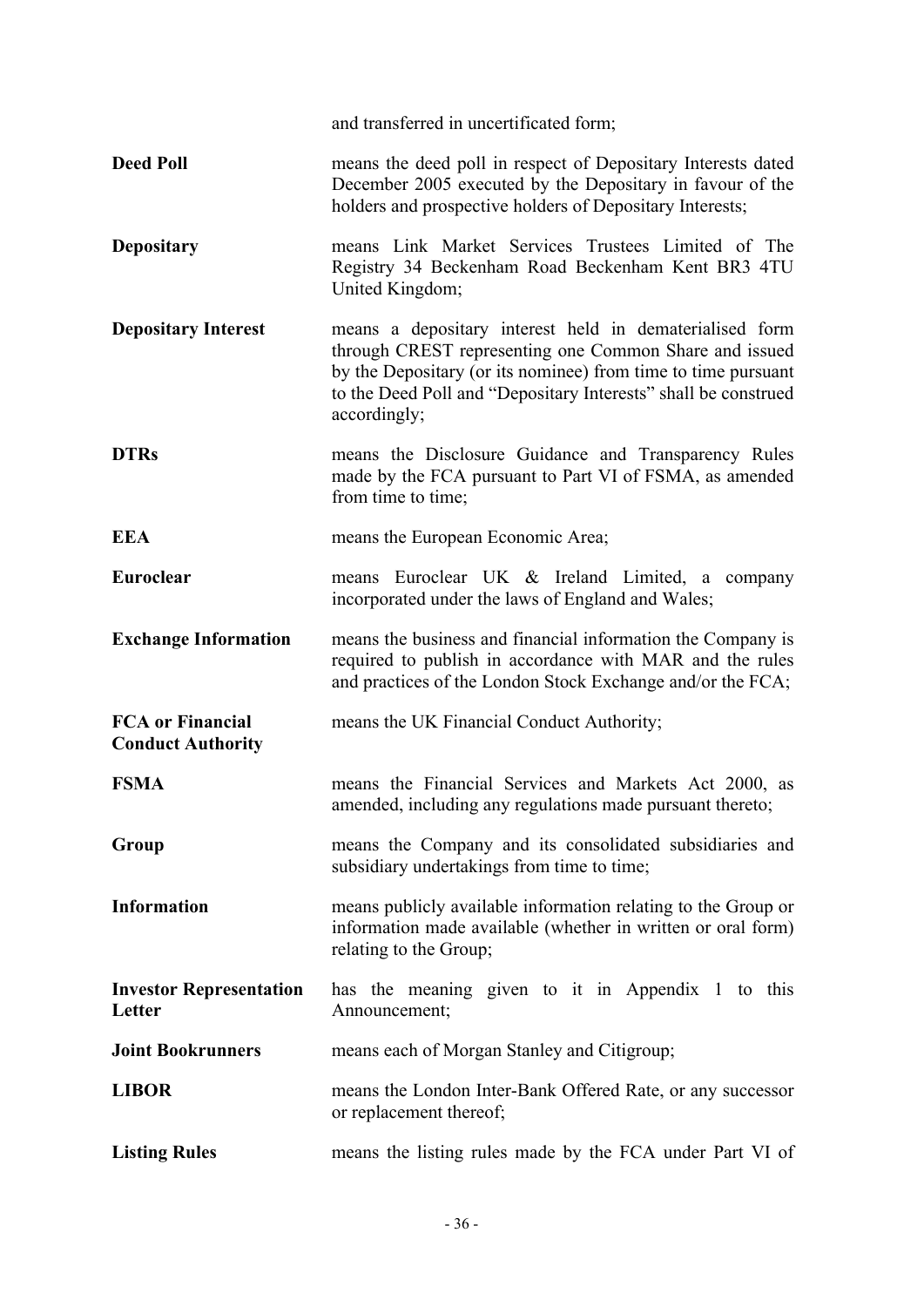| | |
|---|---|
| | and transferred in uncertificated form; |
| **Deed Poll** | means the deed poll in respect of Depositary Interests dated December 2005 executed by the Depositary in favour of the holders and prospective holders of Depositary Interests; |
| **Depositary** | means Link Market Services Trustees Limited of The Registry 34 Beckenham Road Beckenham Kent BR3 4TU United Kingdom; |
| **Depositary Interest** | means a depositary interest held in dematerialised form through CREST representing one Common Share and issued by the Depositary (or its nominee) from time to time pursuant to the Deed Poll and "Depositary Interests" shall be construed accordingly; |
| **DTRs** | means the Disclosure Guidance and Transparency Rules made by the FCA pursuant to Part VI of FSMA, as amended from time to time; |
| **EEA** | means the European Economic Area; |
| **Euroclear** | means Euroclear UK & Ireland Limited, a company incorporated under the laws of England and Wales; |
| **Exchange Information** | means the business and financial information the Company is required to publish in accordance with MAR and the rules and practices of the London Stock Exchange and/or the FCA; |
| **FCA or Financial Conduct Authority** | means the UK Financial Conduct Authority; |
| **FSMA** | means the Financial Services and Markets Act 2000, as amended, including any regulations made pursuant thereto; |
| **Group** | means the Company and its consolidated subsidiaries and subsidiary undertakings from time to time; |
| **Information** | means publicly available information relating to the Group or information made available (whether in written or oral form) relating to the Group; |
| **Investor Representation Letter** | has the meaning given to it in Appendix 1 to this Announcement; |
| **Joint Bookrunners** | means each of Morgan Stanley and Citigroup; |
| **LIBOR** | means the London Inter-Bank Offered Rate, or any successor or replacement thereof; |
| **Listing Rules** | means the listing rules made by the FCA under Part VI of |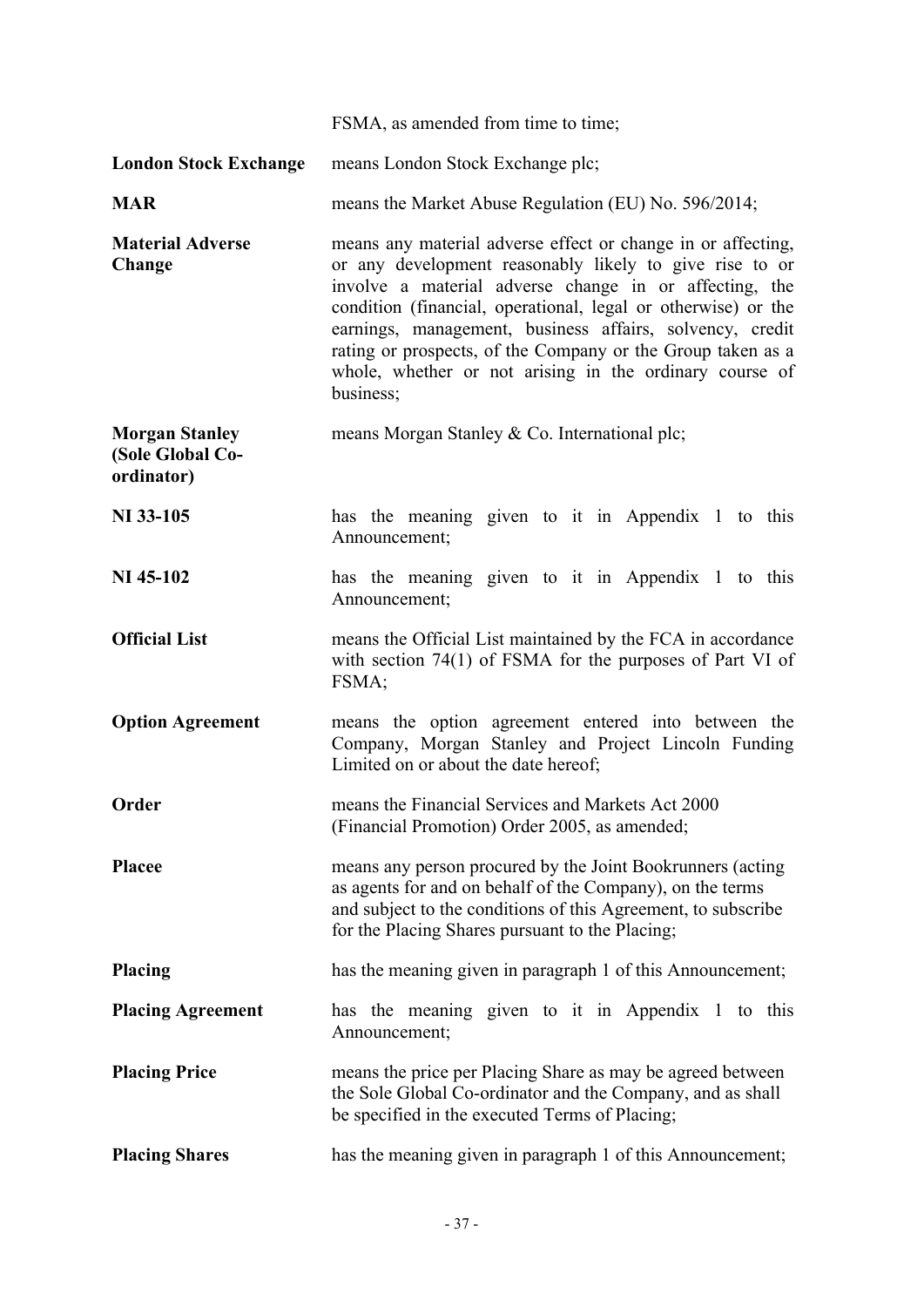FSMA, as amended from time to time;

| | |
|---|---|
| **London Stock Exchange** | means London Stock Exchange plc; |
| **MAR** | means the Market Abuse Regulation (EU) No. 596/2014; |
| **Material Adverse Change** | means any material adverse effect or change in or affecting, or any development reasonably likely to give rise to or involve a material adverse change in or affecting, the condition (financial, operational, legal or otherwise) or the earnings, management, business affairs, solvency, credit rating or prospects, of the Company or the Group taken as a whole, whether or not arising in the ordinary course of business; |
| **Morgan Stanley (Sole Global Co-ordinator)** | means Morgan Stanley & Co. International plc; |
| **NI 33-105** | has the meaning given to it in Appendix 1 to this Announcement; |
| **NI 45-102** | has the meaning given to it in Appendix 1 to this Announcement; |
| **Official List** | means the Official List maintained by the FCA in accordance with section 74(1) of FSMA for the purposes of Part VI of FSMA; |
| **Option Agreement** | means the option agreement entered into between the Company, Morgan Stanley and Project Lincoln Funding Limited on or about the date hereof; |
| **Order** | means the Financial Services and Markets Act 2000 (Financial Promotion) Order 2005, as amended; |
| **Placee** | means any person procured by the Joint Bookrunners (acting as agents for and on behalf of the Company), on the terms and subject to the conditions of this Agreement, to subscribe for the Placing Shares pursuant to the Placing; |
| **Placing** | has the meaning given in paragraph 1 of this Announcement; |
| **Placing Agreement** | has the meaning given to it in Appendix 1 to this Announcement; |
| **Placing Price** | means the price per Placing Share as may be agreed between the Sole Global Co-ordinator and the Company, and as shall be specified in the executed Terms of Placing; |
| **Placing Shares** | has the meaning given in paragraph 1 of this Announcement; |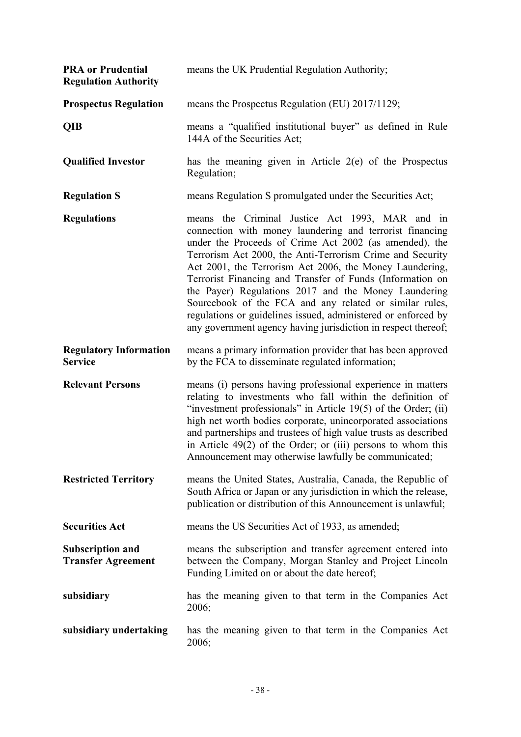| | |
|---|---|
| **PRA or Prudential Regulation Authority** | means the UK Prudential Regulation Authority; |
| **Prospectus Regulation** | means the Prospectus Regulation (EU) 2017/1129; |
| **QIB** | means a "qualified institutional buyer" as defined in Rule 144A of the Securities Act; |
| **Qualified Investor** | has the meaning given in Article 2(e) of the Prospectus Regulation; |
| **Regulation S** | means Regulation S promulgated under the Securities Act; |
| **Regulations** | means the Criminal Justice Act 1993, MAR and in connection with money laundering and terrorist financing under the Proceeds of Crime Act 2002 (as amended), the Terrorism Act 2000, the Anti-Terrorism Crime and Security Act 2001, the Terrorism Act 2006, the Money Laundering, Terrorist Financing and Transfer of Funds (Information on the Payer) Regulations 2017 and the Money Laundering Sourcebook of the FCA and any related or similar rules, regulations or guidelines issued, administered or enforced by any government agency having jurisdiction in respect thereof; |
| **Regulatory Information Service** | means a primary information provider that has been approved by the FCA to disseminate regulated information; |
| **Relevant Persons** | means (i) persons having professional experience in matters relating to investments who fall within the definition of "investment professionals" in Article 19(5) of the Order; (ii) high net worth bodies corporate, unincorporated associations and partnerships and trustees of high value trusts as described in Article 49(2) of the Order; or (iii) persons to whom this Announcement may otherwise lawfully be communicated; |
| **Restricted Territory** | means the United States, Australia, Canada, the Republic of South Africa or Japan or any jurisdiction in which the release, publication or distribution of this Announcement is unlawful; |
| **Securities Act** | means the US Securities Act of 1933, as amended; |
| **Subscription and Transfer Agreement** | means the subscription and transfer agreement entered into between the Company, Morgan Stanley and Project Lincoln Funding Limited on or about the date hereof; |
| **subsidiary** | has the meaning given to that term in the Companies Act 2006; |
| **subsidiary undertaking** | has the meaning given to that term in the Companies Act 2006; |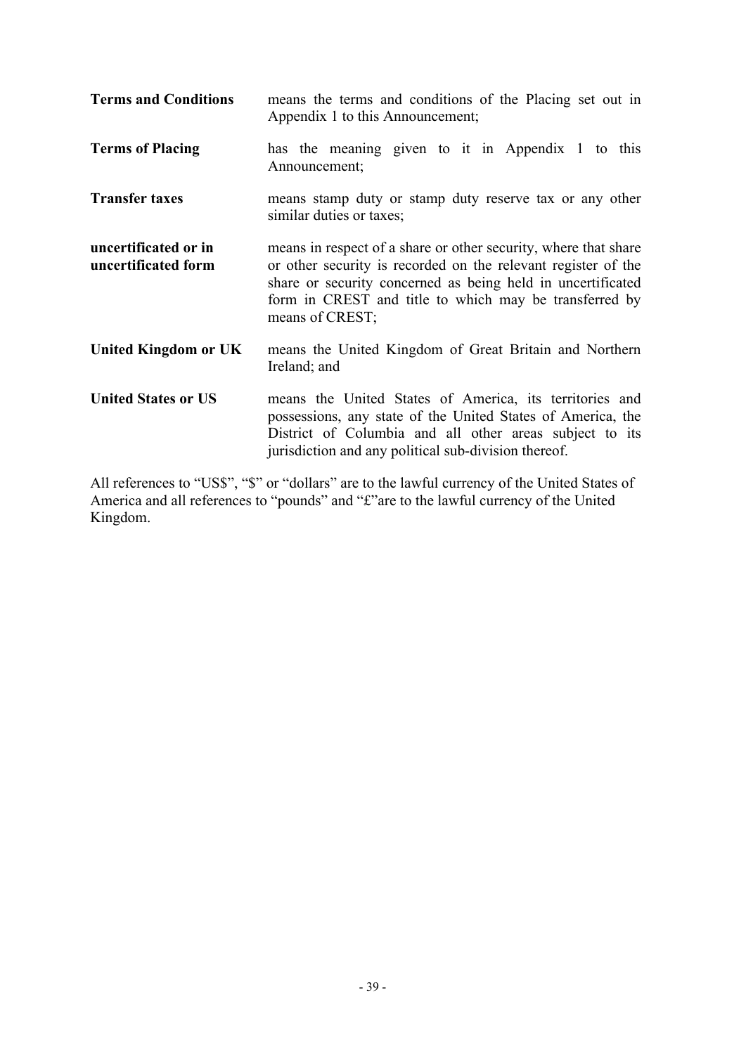| | |
|---|---|
| **Terms and Conditions** | means the terms and conditions of the Placing set out in Appendix 1 to this Announcement; |
| **Terms of Placing** | has the meaning given to it in Appendix 1 to this Announcement; |
| **Transfer taxes** | means stamp duty or stamp duty reserve tax or any other similar duties or taxes; |
| **uncertificated or in uncertificated form** | means in respect of a share or other security, where that share or other security is recorded on the relevant register of the share or security concerned as being held in uncertificated form in CREST and title to which may be transferred by means of CREST; |
| **United Kingdom or UK** | means the United Kingdom of Great Britain and Northern Ireland; and |
| **United States or US** | means the United States of America, its territories and possessions, any state of the United States of America, the District of Columbia and all other areas subject to its jurisdiction and any political sub-division thereof. |

All references to "US$", "$" or "dollars" are to the lawful currency of the United States of America and all references to "pounds" and "£"are to the lawful currency of the United Kingdom.